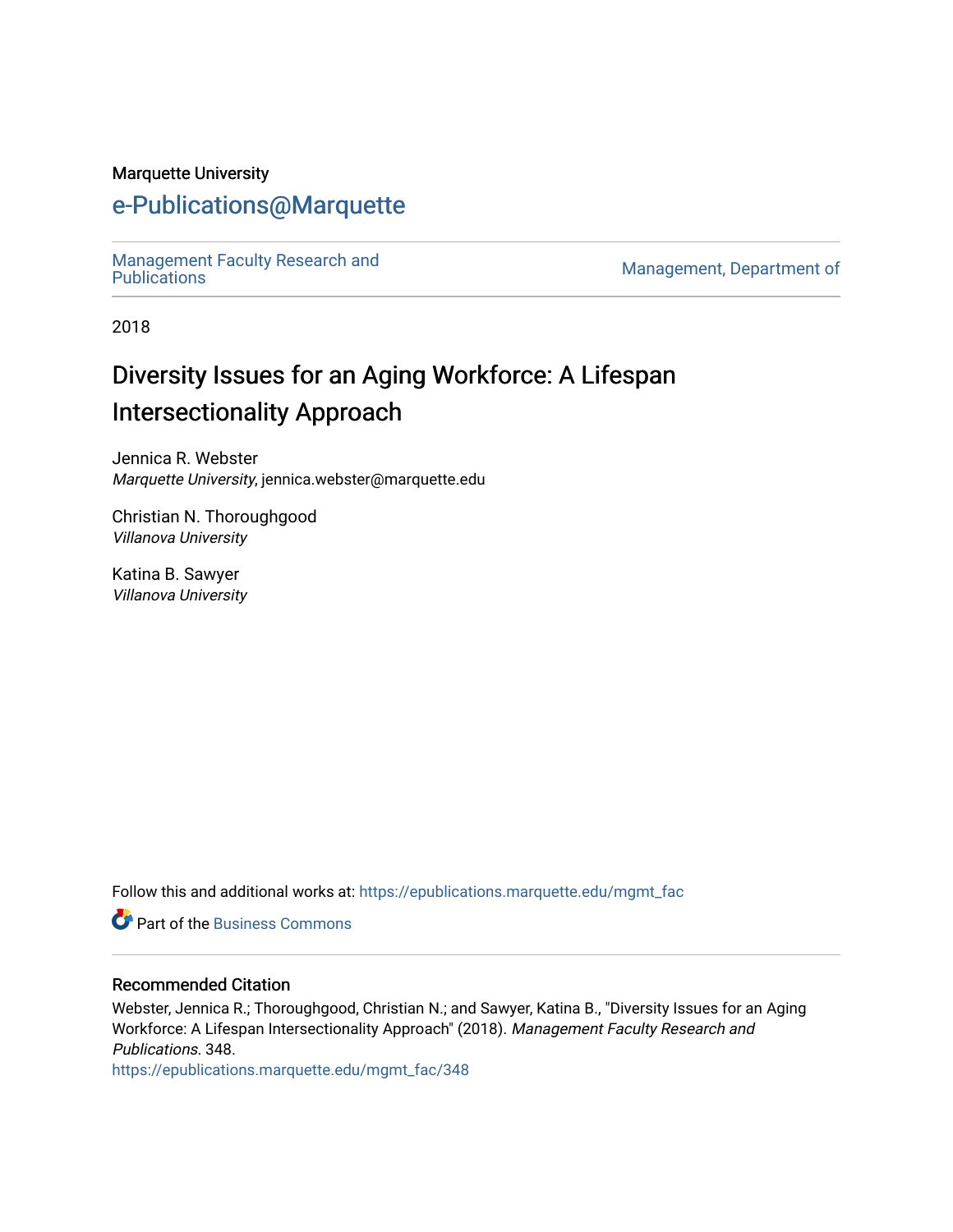Marquette University

# e-Publications@Marquette

Management Faculty Research and Publications

Management, Department of

2018

## Diversity Issues for an Aging Workforce: A Lifespan Intersectionality Approach

Jennica R. Webster
*Marquette University*, jennica.webster@marquette.edu

Christian N. Thoroughgood
*Villanova University*

Katina B. Sawyer
*Villanova University*

Follow this and additional works at: https://epublications.marquette.edu/mgmt_fac

Part of the Business Commons

### Recommended Citation

Webster, Jennica R.; Thoroughgood, Christian N.; and Sawyer, Katina B., "Diversity Issues for an Aging Workforce: A Lifespan Intersectionality Approach" (2018). *Management Faculty Research and Publications*. 348.
https://epublications.marquette.edu/mgmt_fac/348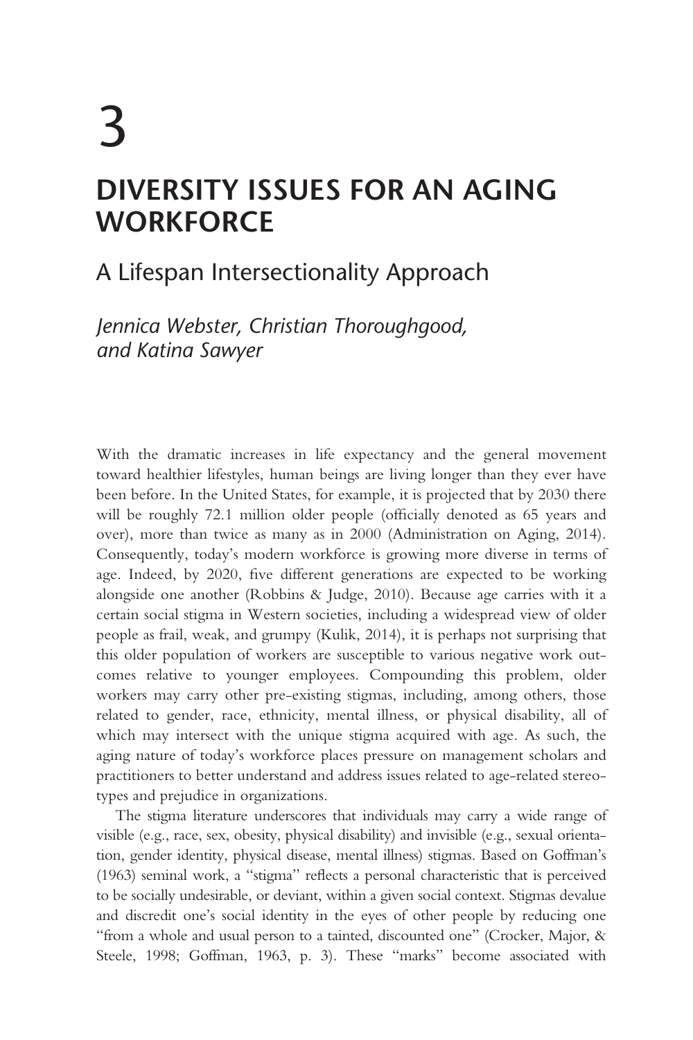# 3

# DIVERSITY ISSUES FOR AN AGING WORKFORCE

## A Lifespan Intersectionality Approach

*Jennica Webster, Christian Thoroughgood, and Katina Sawyer*

With the dramatic increases in life expectancy and the general movement toward healthier lifestyles, human beings are living longer than they ever have been before. In the United States, for example, it is projected that by 2030 there will be roughly 72.1 million older people (officially denoted as 65 years and over), more than twice as many as in 2000 (Administration on Aging, 2014). Consequently, today's modern workforce is growing more diverse in terms of age. Indeed, by 2020, five different generations are expected to be working alongside one another (Robbins & Judge, 2010). Because age carries with it a certain social stigma in Western societies, including a widespread view of older people as frail, weak, and grumpy (Kulik, 2014), it is perhaps not surprising that this older population of workers are susceptible to various negative work outcomes relative to younger employees. Compounding this problem, older workers may carry other pre-existing stigmas, including, among others, those related to gender, race, ethnicity, mental illness, or physical disability, all of which may intersect with the unique stigma acquired with age. As such, the aging nature of today's workforce places pressure on management scholars and practitioners to better understand and address issues related to age-related stereotypes and prejudice in organizations.

The stigma literature underscores that individuals may carry a wide range of visible (e.g., race, sex, obesity, physical disability) and invisible (e.g., sexual orientation, gender identity, physical disease, mental illness) stigmas. Based on Goffman's (1963) seminal work, a "stigma" reflects a personal characteristic that is perceived to be socially undesirable, or deviant, within a given social context. Stigmas devalue and discredit one's social identity in the eyes of other people by reducing one "from a whole and usual person to a tainted, discounted one" (Crocker, Major, & Steele, 1998; Goffman, 1963, p. 3). These "marks" become associated with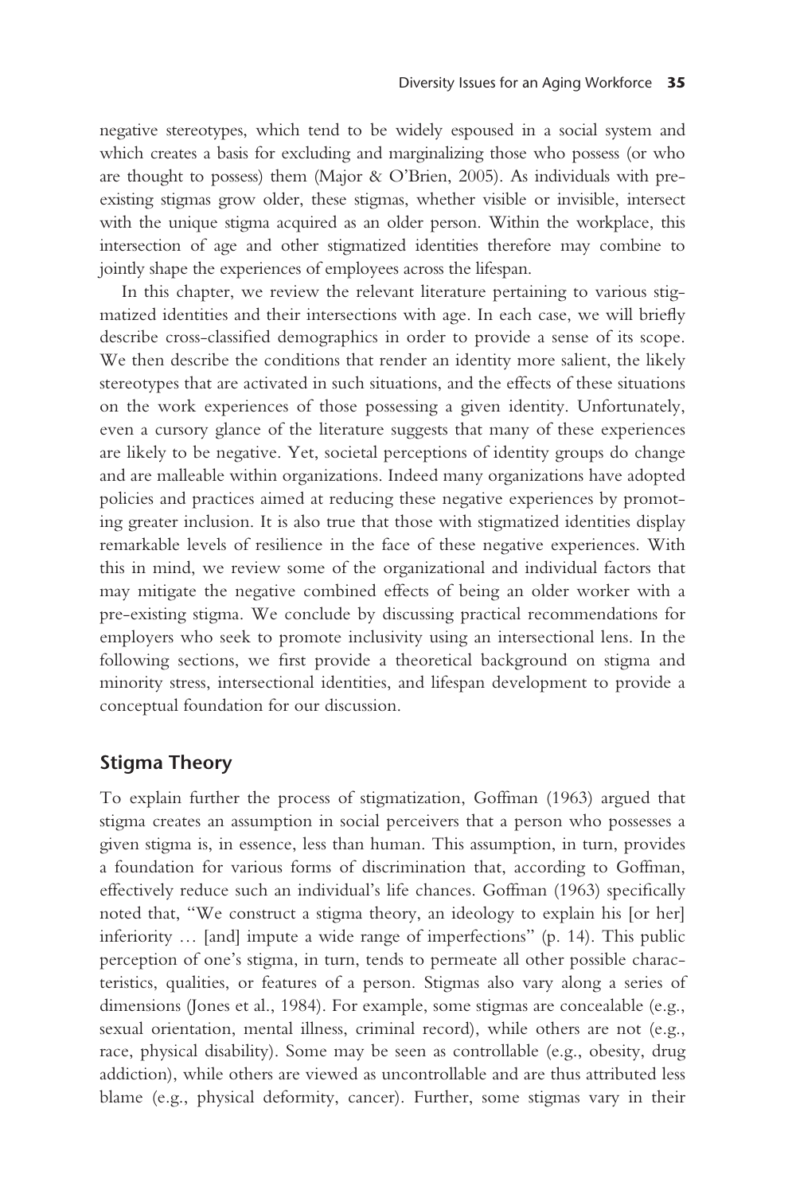negative stereotypes, which tend to be widely espoused in a social system and which creates a basis for excluding and marginalizing those who possess (or who are thought to possess) them (Major & O'Brien, 2005). As individuals with pre-existing stigmas grow older, these stigmas, whether visible or invisible, intersect with the unique stigma acquired as an older person. Within the workplace, this intersection of age and other stigmatized identities therefore may combine to jointly shape the experiences of employees across the lifespan.

In this chapter, we review the relevant literature pertaining to various stigmatized identities and their intersections with age. In each case, we will briefly describe cross-classified demographics in order to provide a sense of its scope. We then describe the conditions that render an identity more salient, the likely stereotypes that are activated in such situations, and the effects of these situations on the work experiences of those possessing a given identity. Unfortunately, even a cursory glance of the literature suggests that many of these experiences are likely to be negative. Yet, societal perceptions of identity groups do change and are malleable within organizations. Indeed many organizations have adopted policies and practices aimed at reducing these negative experiences by promoting greater inclusion. It is also true that those with stigmatized identities display remarkable levels of resilience in the face of these negative experiences. With this in mind, we review some of the organizational and individual factors that may mitigate the negative combined effects of being an older worker with a pre-existing stigma. We conclude by discussing practical recommendations for employers who seek to promote inclusivity using an intersectional lens. In the following sections, we first provide a theoretical background on stigma and minority stress, intersectional identities, and lifespan development to provide a conceptual foundation for our discussion.

## Stigma Theory

To explain further the process of stigmatization, Goffman (1963) argued that stigma creates an assumption in social perceivers that a person who possesses a given stigma is, in essence, less than human. This assumption, in turn, provides a foundation for various forms of discrimination that, according to Goffman, effectively reduce such an individual's life chances. Goffman (1963) specifically noted that, "We construct a stigma theory, an ideology to explain his [or her] inferiority … [and] impute a wide range of imperfections" (p. 14). This public perception of one's stigma, in turn, tends to permeate all other possible characteristics, qualities, or features of a person. Stigmas also vary along a series of dimensions (Jones et al., 1984). For example, some stigmas are concealable (e.g., sexual orientation, mental illness, criminal record), while others are not (e.g., race, physical disability). Some may be seen as controllable (e.g., obesity, drug addiction), while others are viewed as uncontrollable and are thus attributed less blame (e.g., physical deformity, cancer). Further, some stigmas vary in their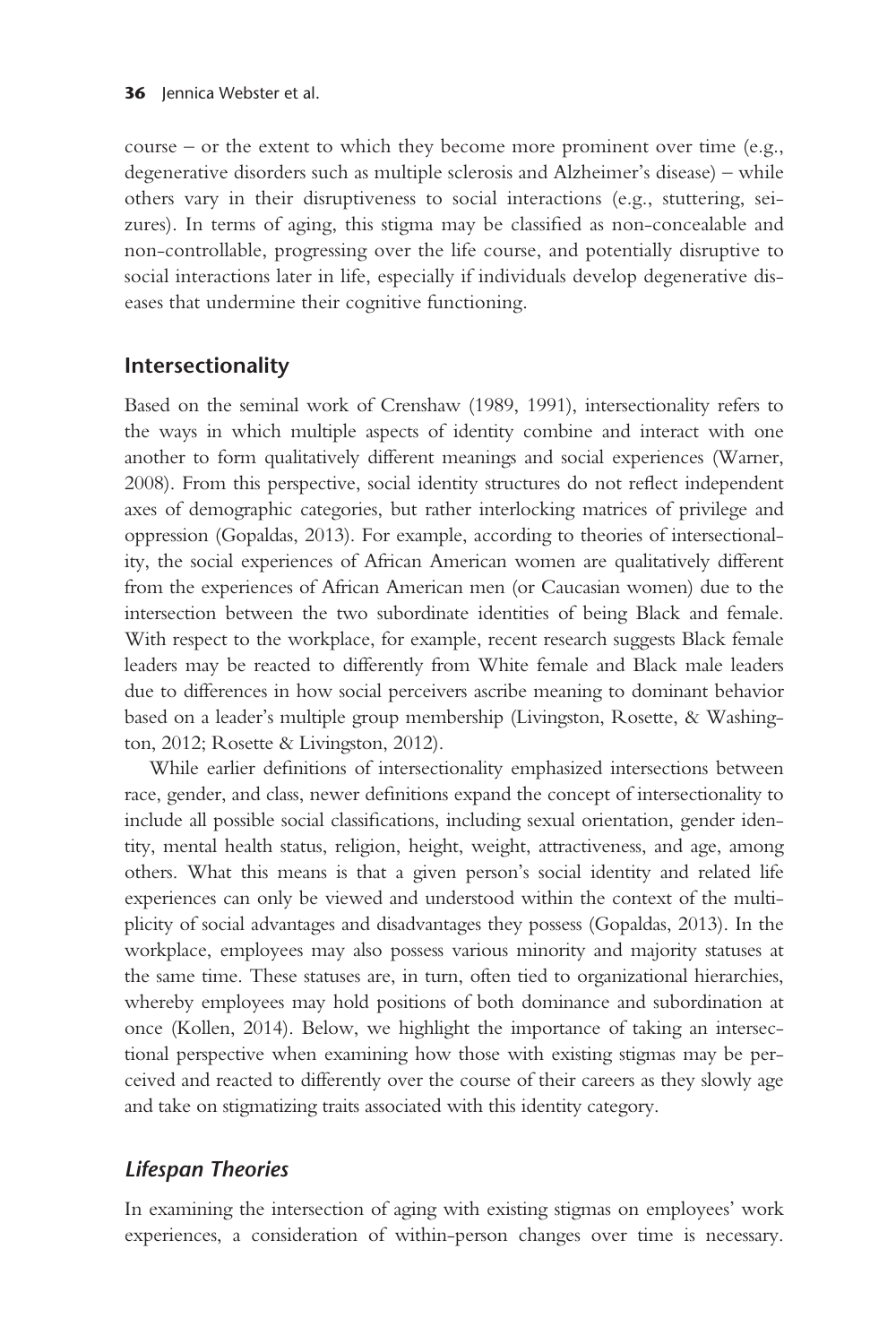course – or the extent to which they become more prominent over time (e.g., degenerative disorders such as multiple sclerosis and Alzheimer's disease) – while others vary in their disruptiveness to social interactions (e.g., stuttering, seizures). In terms of aging, this stigma may be classified as non-concealable and non-controllable, progressing over the life course, and potentially disruptive to social interactions later in life, especially if individuals develop degenerative diseases that undermine their cognitive functioning.

## Intersectionality

Based on the seminal work of Crenshaw (1989, 1991), intersectionality refers to the ways in which multiple aspects of identity combine and interact with one another to form qualitatively different meanings and social experiences (Warner, 2008). From this perspective, social identity structures do not reflect independent axes of demographic categories, but rather interlocking matrices of privilege and oppression (Gopaldas, 2013). For example, according to theories of intersectionality, the social experiences of African American women are qualitatively different from the experiences of African American men (or Caucasian women) due to the intersection between the two subordinate identities of being Black and female. With respect to the workplace, for example, recent research suggests Black female leaders may be reacted to differently from White female and Black male leaders due to differences in how social perceivers ascribe meaning to dominant behavior based on a leader's multiple group membership (Livingston, Rosette, & Washington, 2012; Rosette & Livingston, 2012).

While earlier definitions of intersectionality emphasized intersections between race, gender, and class, newer definitions expand the concept of intersectionality to include all possible social classifications, including sexual orientation, gender identity, mental health status, religion, height, weight, attractiveness, and age, among others. What this means is that a given person's social identity and related life experiences can only be viewed and understood within the context of the multiplicity of social advantages and disadvantages they possess (Gopaldas, 2013). In the workplace, employees may also possess various minority and majority statuses at the same time. These statuses are, in turn, often tied to organizational hierarchies, whereby employees may hold positions of both dominance and subordination at once (Kollen, 2014). Below, we highlight the importance of taking an intersectional perspective when examining how those with existing stigmas may be perceived and reacted to differently over the course of their careers as they slowly age and take on stigmatizing traits associated with this identity category.

### *Lifespan Theories*

In examining the intersection of aging with existing stigmas on employees' work experiences, a consideration of within-person changes over time is necessary.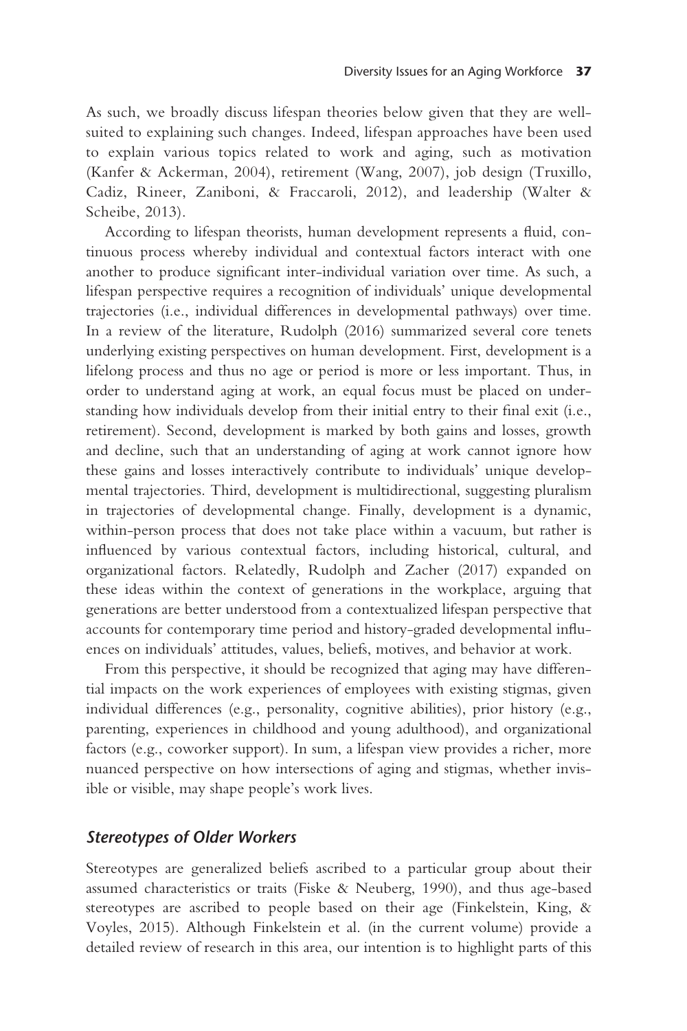As such, we broadly discuss lifespan theories below given that they are well-suited to explaining such changes. Indeed, lifespan approaches have been used to explain various topics related to work and aging, such as motivation (Kanfer & Ackerman, 2004), retirement (Wang, 2007), job design (Truxillo, Cadiz, Rineer, Zaniboni, & Fraccaroli, 2012), and leadership (Walter & Scheibe, 2013).

According to lifespan theorists, human development represents a fluid, continuous process whereby individual and contextual factors interact with one another to produce significant inter-individual variation over time. As such, a lifespan perspective requires a recognition of individuals' unique developmental trajectories (i.e., individual differences in developmental pathways) over time. In a review of the literature, Rudolph (2016) summarized several core tenets underlying existing perspectives on human development. First, development is a lifelong process and thus no age or period is more or less important. Thus, in order to understand aging at work, an equal focus must be placed on understanding how individuals develop from their initial entry to their final exit (i.e., retirement). Second, development is marked by both gains and losses, growth and decline, such that an understanding of aging at work cannot ignore how these gains and losses interactively contribute to individuals' unique developmental trajectories. Third, development is multidirectional, suggesting pluralism in trajectories of developmental change. Finally, development is a dynamic, within-person process that does not take place within a vacuum, but rather is influenced by various contextual factors, including historical, cultural, and organizational factors. Relatedly, Rudolph and Zacher (2017) expanded on these ideas within the context of generations in the workplace, arguing that generations are better understood from a contextualized lifespan perspective that accounts for contemporary time period and history-graded developmental influences on individuals' attitudes, values, beliefs, motives, and behavior at work.

From this perspective, it should be recognized that aging may have differential impacts on the work experiences of employees with existing stigmas, given individual differences (e.g., personality, cognitive abilities), prior history (e.g., parenting, experiences in childhood and young adulthood), and organizational factors (e.g., coworker support). In sum, a lifespan view provides a richer, more nuanced perspective on how intersections of aging and stigmas, whether invisible or visible, may shape people's work lives.

### *Stereotypes of Older Workers*

Stereotypes are generalized beliefs ascribed to a particular group about their assumed characteristics or traits (Fiske & Neuberg, 1990), and thus age-based stereotypes are ascribed to people based on their age (Finkelstein, King, & Voyles, 2015). Although Finkelstein et al. (in the current volume) provide a detailed review of research in this area, our intention is to highlight parts of this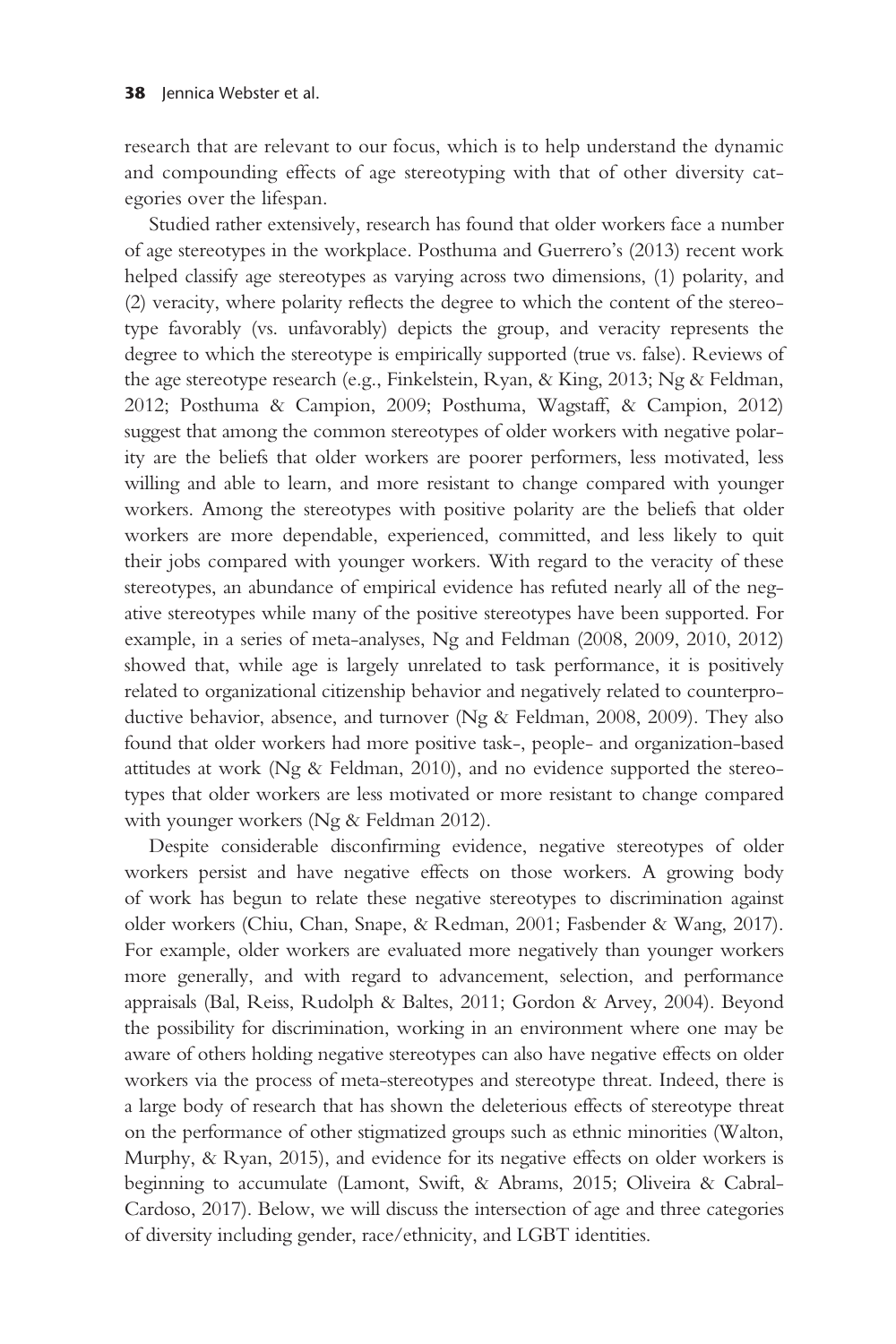research that are relevant to our focus, which is to help understand the dynamic and compounding effects of age stereotyping with that of other diversity categories over the lifespan.

Studied rather extensively, research has found that older workers face a number of age stereotypes in the workplace. Posthuma and Guerrero's (2013) recent work helped classify age stereotypes as varying across two dimensions, (1) polarity, and (2) veracity, where polarity reflects the degree to which the content of the stereotype favorably (vs. unfavorably) depicts the group, and veracity represents the degree to which the stereotype is empirically supported (true vs. false). Reviews of the age stereotype research (e.g., Finkelstein, Ryan, & King, 2013; Ng & Feldman, 2012; Posthuma & Campion, 2009; Posthuma, Wagstaff, & Campion, 2012) suggest that among the common stereotypes of older workers with negative polarity are the beliefs that older workers are poorer performers, less motivated, less willing and able to learn, and more resistant to change compared with younger workers. Among the stereotypes with positive polarity are the beliefs that older workers are more dependable, experienced, committed, and less likely to quit their jobs compared with younger workers. With regard to the veracity of these stereotypes, an abundance of empirical evidence has refuted nearly all of the negative stereotypes while many of the positive stereotypes have been supported. For example, in a series of meta-analyses, Ng and Feldman (2008, 2009, 2010, 2012) showed that, while age is largely unrelated to task performance, it is positively related to organizational citizenship behavior and negatively related to counterproductive behavior, absence, and turnover (Ng & Feldman, 2008, 2009). They also found that older workers had more positive task-, people- and organization-based attitudes at work (Ng & Feldman, 2010), and no evidence supported the stereotypes that older workers are less motivated or more resistant to change compared with younger workers (Ng & Feldman 2012).

Despite considerable disconfirming evidence, negative stereotypes of older workers persist and have negative effects on those workers. A growing body of work has begun to relate these negative stereotypes to discrimination against older workers (Chiu, Chan, Snape, & Redman, 2001; Fasbender & Wang, 2017). For example, older workers are evaluated more negatively than younger workers more generally, and with regard to advancement, selection, and performance appraisals (Bal, Reiss, Rudolph & Baltes, 2011; Gordon & Arvey, 2004). Beyond the possibility for discrimination, working in an environment where one may be aware of others holding negative stereotypes can also have negative effects on older workers via the process of meta-stereotypes and stereotype threat. Indeed, there is a large body of research that has shown the deleterious effects of stereotype threat on the performance of other stigmatized groups such as ethnic minorities (Walton, Murphy, & Ryan, 2015), and evidence for its negative effects on older workers is beginning to accumulate (Lamont, Swift, & Abrams, 2015; Oliveira & Cabral-Cardoso, 2017). Below, we will discuss the intersection of age and three categories of diversity including gender, race/ethnicity, and LGBT identities.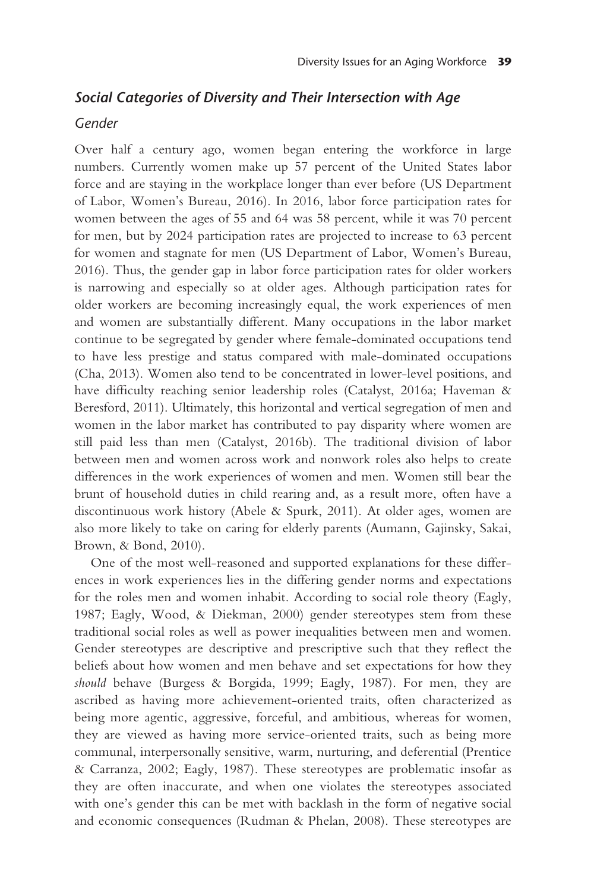### *Social Categories of Diversity and Their Intersection with Age*

#### *Gender*

Over half a century ago, women began entering the workforce in large numbers. Currently women make up 57 percent of the United States labor force and are staying in the workplace longer than ever before (US Department of Labor, Women's Bureau, 2016). In 2016, labor force participation rates for women between the ages of 55 and 64 was 58 percent, while it was 70 percent for men, but by 2024 participation rates are projected to increase to 63 percent for women and stagnate for men (US Department of Labor, Women's Bureau, 2016). Thus, the gender gap in labor force participation rates for older workers is narrowing and especially so at older ages. Although participation rates for older workers are becoming increasingly equal, the work experiences of men and women are substantially different. Many occupations in the labor market continue to be segregated by gender where female-dominated occupations tend to have less prestige and status compared with male-dominated occupations (Cha, 2013). Women also tend to be concentrated in lower-level positions, and have difficulty reaching senior leadership roles (Catalyst, 2016a; Haveman & Beresford, 2011). Ultimately, this horizontal and vertical segregation of men and women in the labor market has contributed to pay disparity where women are still paid less than men (Catalyst, 2016b). The traditional division of labor between men and women across work and nonwork roles also helps to create differences in the work experiences of women and men. Women still bear the brunt of household duties in child rearing and, as a result more, often have a discontinuous work history (Abele & Spurk, 2011). At older ages, women are also more likely to take on caring for elderly parents (Aumann, Gajinsky, Sakai, Brown, & Bond, 2010).

One of the most well-reasoned and supported explanations for these differences in work experiences lies in the differing gender norms and expectations for the roles men and women inhabit. According to social role theory (Eagly, 1987; Eagly, Wood, & Diekman, 2000) gender stereotypes stem from these traditional social roles as well as power inequalities between men and women. Gender stereotypes are descriptive and prescriptive such that they reflect the beliefs about how women and men behave and set expectations for how they *should* behave (Burgess & Borgida, 1999; Eagly, 1987). For men, they are ascribed as having more achievement-oriented traits, often characterized as being more agentic, aggressive, forceful, and ambitious, whereas for women, they are viewed as having more service-oriented traits, such as being more communal, interpersonally sensitive, warm, nurturing, and deferential (Prentice & Carranza, 2002; Eagly, 1987). These stereotypes are problematic insofar as they are often inaccurate, and when one violates the stereotypes associated with one's gender this can be met with backlash in the form of negative social and economic consequences (Rudman & Phelan, 2008). These stereotypes are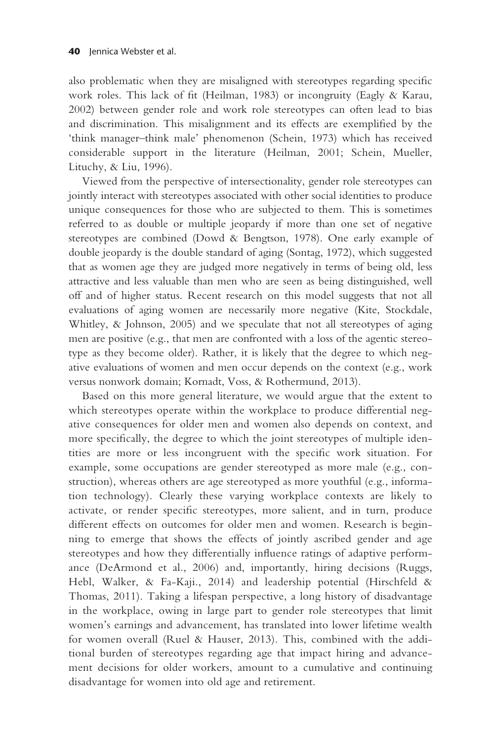also problematic when they are misaligned with stereotypes regarding specific work roles. This lack of fit (Heilman, 1983) or incongruity (Eagly & Karau, 2002) between gender role and work role stereotypes can often lead to bias and discrimination. This misalignment and its effects are exemplified by the 'think manager–think male' phenomenon (Schein, 1973) which has received considerable support in the literature (Heilman, 2001; Schein, Mueller, Lituchy, & Liu, 1996).

Viewed from the perspective of intersectionality, gender role stereotypes can jointly interact with stereotypes associated with other social identities to produce unique consequences for those who are subjected to them. This is sometimes referred to as double or multiple jeopardy if more than one set of negative stereotypes are combined (Dowd & Bengtson, 1978). One early example of double jeopardy is the double standard of aging (Sontag, 1972), which suggested that as women age they are judged more negatively in terms of being old, less attractive and less valuable than men who are seen as being distinguished, well off and of higher status. Recent research on this model suggests that not all evaluations of aging women are necessarily more negative (Kite, Stockdale, Whitley, & Johnson, 2005) and we speculate that not all stereotypes of aging men are positive (e.g., that men are confronted with a loss of the agentic stereotype as they become older). Rather, it is likely that the degree to which negative evaluations of women and men occur depends on the context (e.g., work versus nonwork domain; Kornadt, Voss, & Rothermund, 2013).

Based on this more general literature, we would argue that the extent to which stereotypes operate within the workplace to produce differential negative consequences for older men and women also depends on context, and more specifically, the degree to which the joint stereotypes of multiple identities are more or less incongruent with the specific work situation. For example, some occupations are gender stereotyped as more male (e.g., construction), whereas others are age stereotyped as more youthful (e.g., information technology). Clearly these varying workplace contexts are likely to activate, or render specific stereotypes, more salient, and in turn, produce different effects on outcomes for older men and women. Research is beginning to emerge that shows the effects of jointly ascribed gender and age stereotypes and how they differentially influence ratings of adaptive performance (DeArmond et al., 2006) and, importantly, hiring decisions (Ruggs, Hebl, Walker, & Fa-Kaji., 2014) and leadership potential (Hirschfeld & Thomas, 2011). Taking a lifespan perspective, a long history of disadvantage in the workplace, owing in large part to gender role stereotypes that limit women's earnings and advancement, has translated into lower lifetime wealth for women overall (Ruel & Hauser, 2013). This, combined with the additional burden of stereotypes regarding age that impact hiring and advancement decisions for older workers, amount to a cumulative and continuing disadvantage for women into old age and retirement.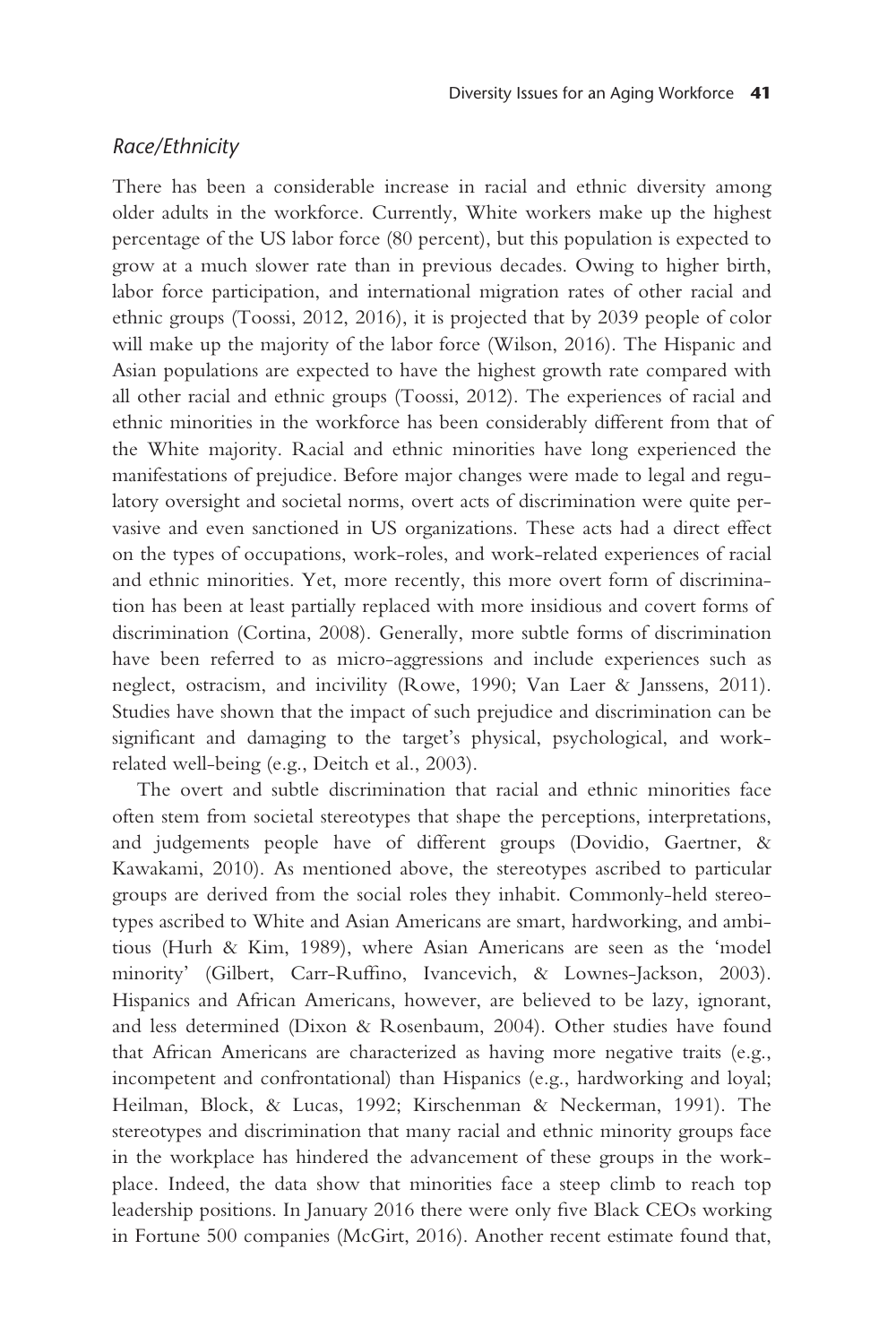### *Race/Ethnicity*

There has been a considerable increase in racial and ethnic diversity among older adults in the workforce. Currently, White workers make up the highest percentage of the US labor force (80 percent), but this population is expected to grow at a much slower rate than in previous decades. Owing to higher birth, labor force participation, and international migration rates of other racial and ethnic groups (Toossi, 2012, 2016), it is projected that by 2039 people of color will make up the majority of the labor force (Wilson, 2016). The Hispanic and Asian populations are expected to have the highest growth rate compared with all other racial and ethnic groups (Toossi, 2012). The experiences of racial and ethnic minorities in the workforce has been considerably different from that of the White majority. Racial and ethnic minorities have long experienced the manifestations of prejudice. Before major changes were made to legal and regulatory oversight and societal norms, overt acts of discrimination were quite pervasive and even sanctioned in US organizations. These acts had a direct effect on the types of occupations, work-roles, and work-related experiences of racial and ethnic minorities. Yet, more recently, this more overt form of discrimination has been at least partially replaced with more insidious and covert forms of discrimination (Cortina, 2008). Generally, more subtle forms of discrimination have been referred to as micro-aggressions and include experiences such as neglect, ostracism, and incivility (Rowe, 1990; Van Laer & Janssens, 2011). Studies have shown that the impact of such prejudice and discrimination can be significant and damaging to the target's physical, psychological, and work-related well-being (e.g., Deitch et al., 2003).

The overt and subtle discrimination that racial and ethnic minorities face often stem from societal stereotypes that shape the perceptions, interpretations, and judgements people have of different groups (Dovidio, Gaertner, & Kawakami, 2010). As mentioned above, the stereotypes ascribed to particular groups are derived from the social roles they inhabit. Commonly-held stereotypes ascribed to White and Asian Americans are smart, hardworking, and ambitious (Hurh & Kim, 1989), where Asian Americans are seen as the 'model minority' (Gilbert, Carr-Ruffino, Ivancevich, & Lownes-Jackson, 2003). Hispanics and African Americans, however, are believed to be lazy, ignorant, and less determined (Dixon & Rosenbaum, 2004). Other studies have found that African Americans are characterized as having more negative traits (e.g., incompetent and confrontational) than Hispanics (e.g., hardworking and loyal; Heilman, Block, & Lucas, 1992; Kirschenman & Neckerman, 1991). The stereotypes and discrimination that many racial and ethnic minority groups face in the workplace has hindered the advancement of these groups in the workplace. Indeed, the data show that minorities face a steep climb to reach top leadership positions. In January 2016 there were only five Black CEOs working in Fortune 500 companies (McGirt, 2016). Another recent estimate found that,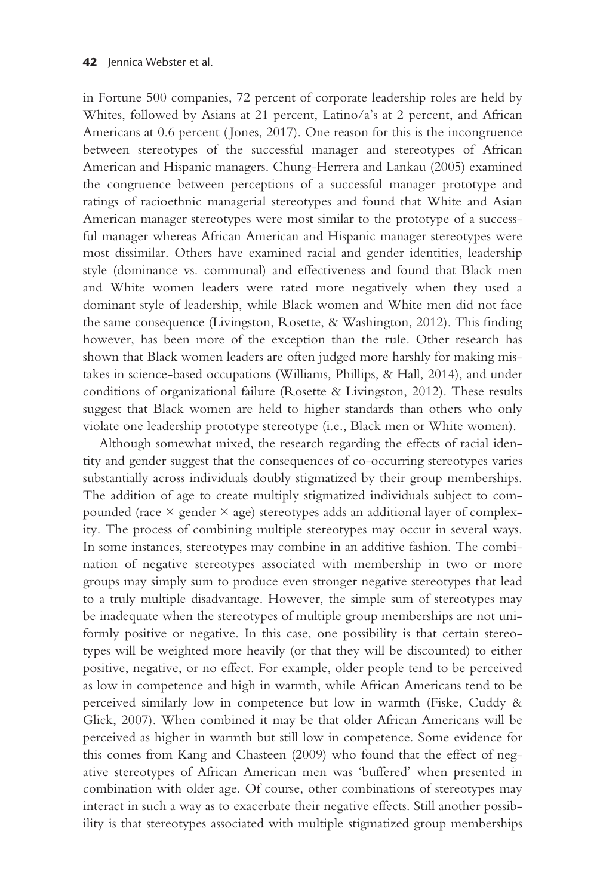in Fortune 500 companies, 72 percent of corporate leadership roles are held by Whites, followed by Asians at 21 percent, Latino/a's at 2 percent, and African Americans at 0.6 percent (Jones, 2017). One reason for this is the incongruence between stereotypes of the successful manager and stereotypes of African American and Hispanic managers. Chung-Herrera and Lankau (2005) examined the congruence between perceptions of a successful manager prototype and ratings of racioethnic managerial stereotypes and found that White and Asian American manager stereotypes were most similar to the prototype of a successful manager whereas African American and Hispanic manager stereotypes were most dissimilar. Others have examined racial and gender identities, leadership style (dominance vs. communal) and effectiveness and found that Black men and White women leaders were rated more negatively when they used a dominant style of leadership, while Black women and White men did not face the same consequence (Livingston, Rosette, & Washington, 2012). This finding however, has been more of the exception than the rule. Other research has shown that Black women leaders are often judged more harshly for making mistakes in science-based occupations (Williams, Phillips, & Hall, 2014), and under conditions of organizational failure (Rosette & Livingston, 2012). These results suggest that Black women are held to higher standards than others who only violate one leadership prototype stereotype (i.e., Black men or White women).

Although somewhat mixed, the research regarding the effects of racial identity and gender suggest that the consequences of co-occurring stereotypes varies substantially across individuals doubly stigmatized by their group memberships. The addition of age to create multiply stigmatized individuals subject to compounded (race × gender × age) stereotypes adds an additional layer of complexity. The process of combining multiple stereotypes may occur in several ways. In some instances, stereotypes may combine in an additive fashion. The combination of negative stereotypes associated with membership in two or more groups may simply sum to produce even stronger negative stereotypes that lead to a truly multiple disadvantage. However, the simple sum of stereotypes may be inadequate when the stereotypes of multiple group memberships are not uniformly positive or negative. In this case, one possibility is that certain stereotypes will be weighted more heavily (or that they will be discounted) to either positive, negative, or no effect. For example, older people tend to be perceived as low in competence and high in warmth, while African Americans tend to be perceived similarly low in competence but low in warmth (Fiske, Cuddy & Glick, 2007). When combined it may be that older African Americans will be perceived as higher in warmth but still low in competence. Some evidence for this comes from Kang and Chasteen (2009) who found that the effect of negative stereotypes of African American men was 'buffered' when presented in combination with older age. Of course, other combinations of stereotypes may interact in such a way as to exacerbate their negative effects. Still another possibility is that stereotypes associated with multiple stigmatized group memberships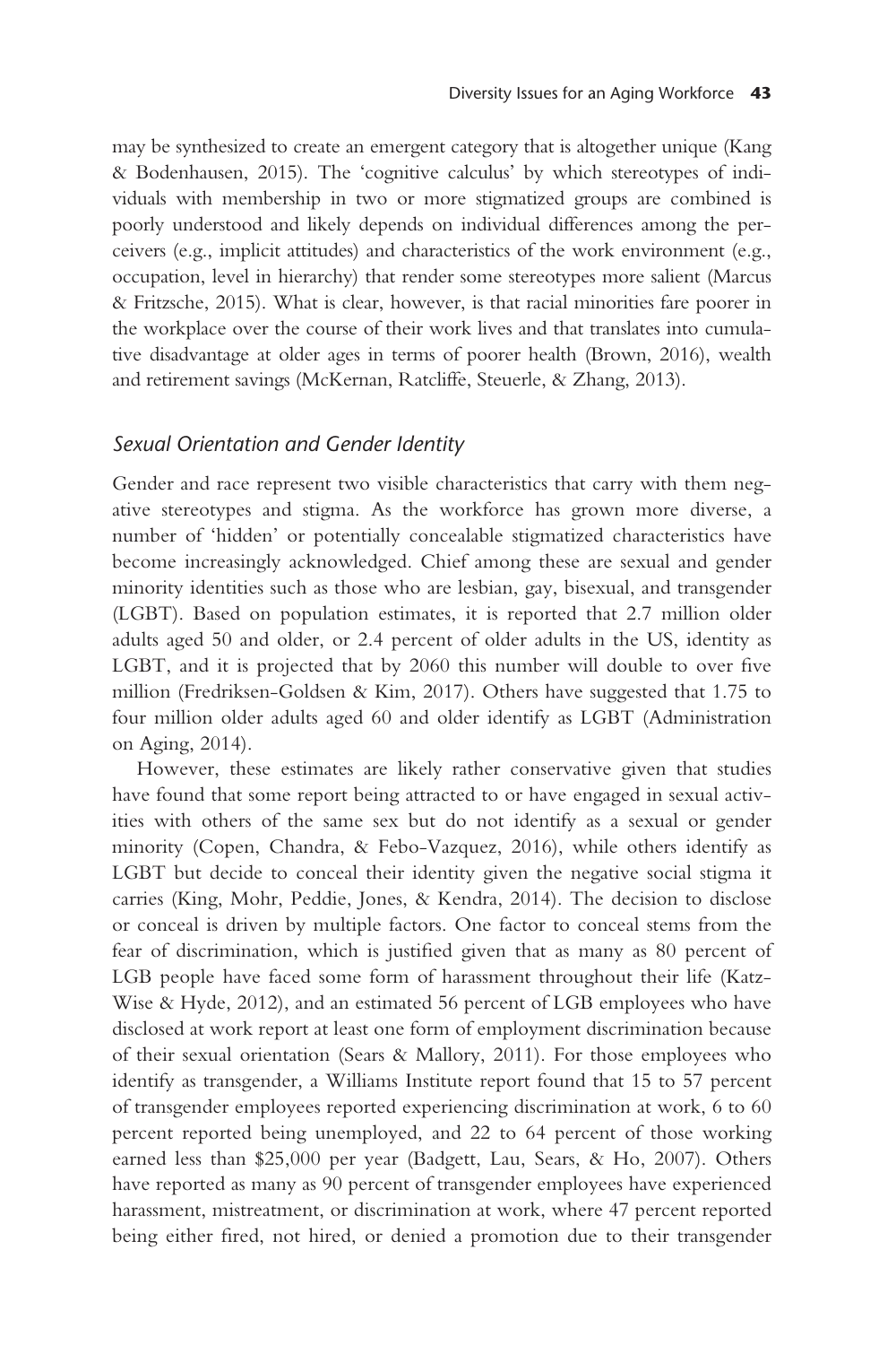may be synthesized to create an emergent category that is altogether unique (Kang & Bodenhausen, 2015). The 'cognitive calculus' by which stereotypes of individuals with membership in two or more stigmatized groups are combined is poorly understood and likely depends on individual differences among the perceivers (e.g., implicit attitudes) and characteristics of the work environment (e.g., occupation, level in hierarchy) that render some stereotypes more salient (Marcus & Fritzsche, 2015). What is clear, however, is that racial minorities fare poorer in the workplace over the course of their work lives and that translates into cumulative disadvantage at older ages in terms of poorer health (Brown, 2016), wealth and retirement savings (McKernan, Ratcliffe, Steuerle, & Zhang, 2013).

### *Sexual Orientation and Gender Identity*

Gender and race represent two visible characteristics that carry with them negative stereotypes and stigma. As the workforce has grown more diverse, a number of 'hidden' or potentially concealable stigmatized characteristics have become increasingly acknowledged. Chief among these are sexual and gender minority identities such as those who are lesbian, gay, bisexual, and transgender (LGBT). Based on population estimates, it is reported that 2.7 million older adults aged 50 and older, or 2.4 percent of older adults in the US, identity as LGBT, and it is projected that by 2060 this number will double to over five million (Fredriksen-Goldsen & Kim, 2017). Others have suggested that 1.75 to four million older adults aged 60 and older identify as LGBT (Administration on Aging, 2014).

However, these estimates are likely rather conservative given that studies have found that some report being attracted to or have engaged in sexual activities with others of the same sex but do not identify as a sexual or gender minority (Copen, Chandra, & Febo-Vazquez, 2016), while others identify as LGBT but decide to conceal their identity given the negative social stigma it carries (King, Mohr, Peddie, Jones, & Kendra, 2014). The decision to disclose or conceal is driven by multiple factors. One factor to conceal stems from the fear of discrimination, which is justified given that as many as 80 percent of LGB people have faced some form of harassment throughout their life (Katz-Wise & Hyde, 2012), and an estimated 56 percent of LGB employees who have disclosed at work report at least one form of employment discrimination because of their sexual orientation (Sears & Mallory, 2011). For those employees who identify as transgender, a Williams Institute report found that 15 to 57 percent of transgender employees reported experiencing discrimination at work, 6 to 60 percent reported being unemployed, and 22 to 64 percent of those working earned less than $25,000 per year (Badgett, Lau, Sears, & Ho, 2007). Others have reported as many as 90 percent of transgender employees have experienced harassment, mistreatment, or discrimination at work, where 47 percent reported being either fired, not hired, or denied a promotion due to their transgender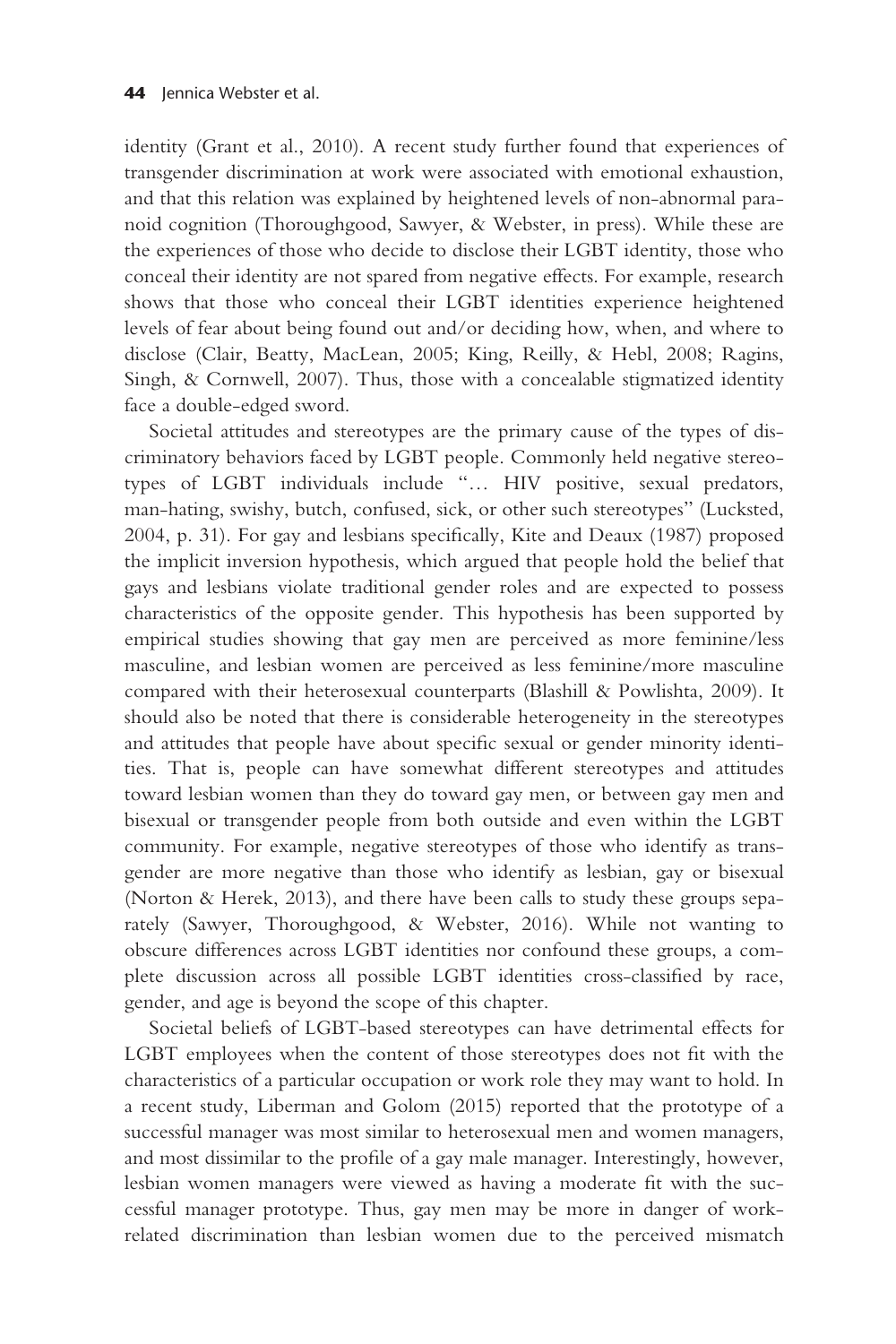identity (Grant et al., 2010). A recent study further found that experiences of transgender discrimination at work were associated with emotional exhaustion, and that this relation was explained by heightened levels of non-abnormal paranoid cognition (Thoroughgood, Sawyer, & Webster, in press). While these are the experiences of those who decide to disclose their LGBT identity, those who conceal their identity are not spared from negative effects. For example, research shows that those who conceal their LGBT identities experience heightened levels of fear about being found out and/or deciding how, when, and where to disclose (Clair, Beatty, MacLean, 2005; King, Reilly, & Hebl, 2008; Ragins, Singh, & Cornwell, 2007). Thus, those with a concealable stigmatized identity face a double-edged sword.

Societal attitudes and stereotypes are the primary cause of the types of discriminatory behaviors faced by LGBT people. Commonly held negative stereotypes of LGBT individuals include "… HIV positive, sexual predators, man-hating, swishy, butch, confused, sick, or other such stereotypes" (Lucksted, 2004, p. 31). For gay and lesbians specifically, Kite and Deaux (1987) proposed the implicit inversion hypothesis, which argued that people hold the belief that gays and lesbians violate traditional gender roles and are expected to possess characteristics of the opposite gender. This hypothesis has been supported by empirical studies showing that gay men are perceived as more feminine/less masculine, and lesbian women are perceived as less feminine/more masculine compared with their heterosexual counterparts (Blashill & Powlishta, 2009). It should also be noted that there is considerable heterogeneity in the stereotypes and attitudes that people have about specific sexual or gender minority identities. That is, people can have somewhat different stereotypes and attitudes toward lesbian women than they do toward gay men, or between gay men and bisexual or transgender people from both outside and even within the LGBT community. For example, negative stereotypes of those who identify as transgender are more negative than those who identify as lesbian, gay or bisexual (Norton & Herek, 2013), and there have been calls to study these groups separately (Sawyer, Thoroughgood, & Webster, 2016). While not wanting to obscure differences across LGBT identities nor confound these groups, a complete discussion across all possible LGBT identities cross-classified by race, gender, and age is beyond the scope of this chapter.

Societal beliefs of LGBT-based stereotypes can have detrimental effects for LGBT employees when the content of those stereotypes does not fit with the characteristics of a particular occupation or work role they may want to hold. In a recent study, Liberman and Golom (2015) reported that the prototype of a successful manager was most similar to heterosexual men and women managers, and most dissimilar to the profile of a gay male manager. Interestingly, however, lesbian women managers were viewed as having a moderate fit with the successful manager prototype. Thus, gay men may be more in danger of work-related discrimination than lesbian women due to the perceived mismatch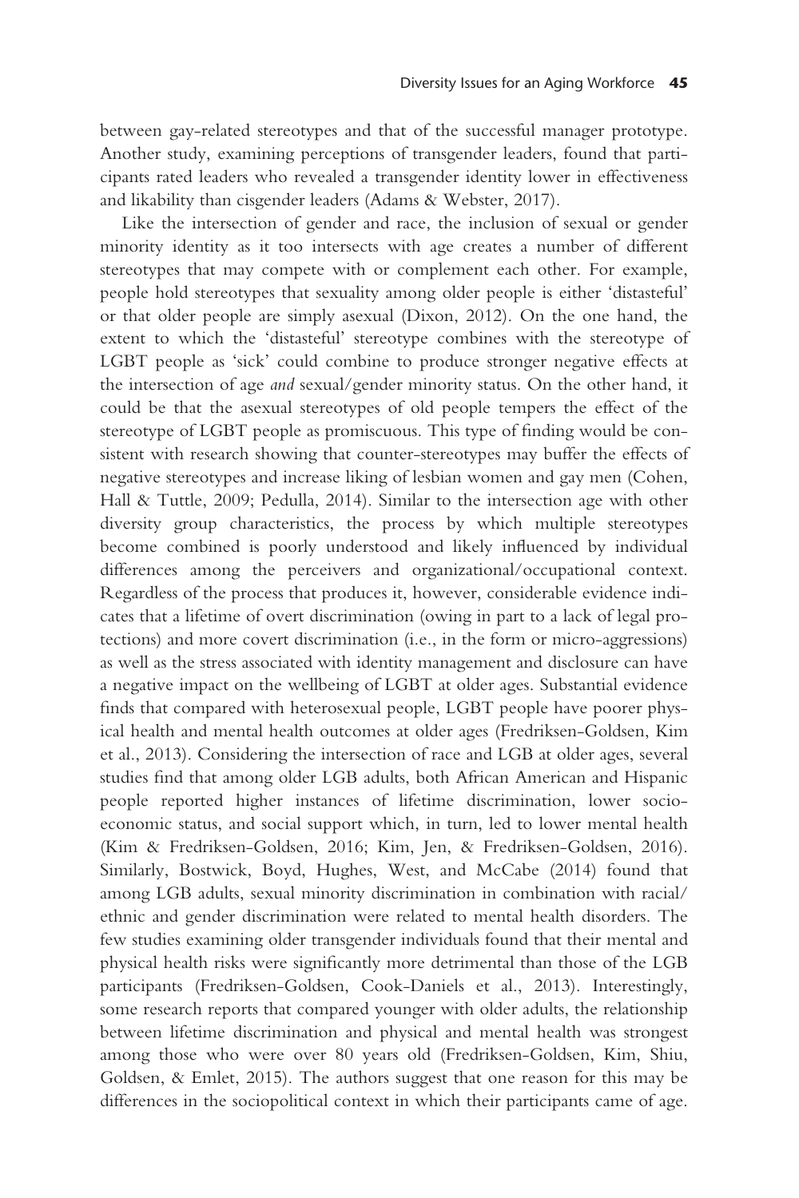between gay-related stereotypes and that of the successful manager prototype. Another study, examining perceptions of transgender leaders, found that participants rated leaders who revealed a transgender identity lower in effectiveness and likability than cisgender leaders (Adams & Webster, 2017).

Like the intersection of gender and race, the inclusion of sexual or gender minority identity as it too intersects with age creates a number of different stereotypes that may compete with or complement each other. For example, people hold stereotypes that sexuality among older people is either 'distasteful' or that older people are simply asexual (Dixon, 2012). On the one hand, the extent to which the 'distasteful' stereotype combines with the stereotype of LGBT people as 'sick' could combine to produce stronger negative effects at the intersection of age *and* sexual/gender minority status. On the other hand, it could be that the asexual stereotypes of old people tempers the effect of the stereotype of LGBT people as promiscuous. This type of finding would be consistent with research showing that counter-stereotypes may buffer the effects of negative stereotypes and increase liking of lesbian women and gay men (Cohen, Hall & Tuttle, 2009; Pedulla, 2014). Similar to the intersection age with other diversity group characteristics, the process by which multiple stereotypes become combined is poorly understood and likely influenced by individual differences among the perceivers and organizational/occupational context. Regardless of the process that produces it, however, considerable evidence indicates that a lifetime of overt discrimination (owing in part to a lack of legal protections) and more covert discrimination (i.e., in the form or micro-aggressions) as well as the stress associated with identity management and disclosure can have a negative impact on the wellbeing of LGBT at older ages. Substantial evidence finds that compared with heterosexual people, LGBT people have poorer physical health and mental health outcomes at older ages (Fredriksen-Goldsen, Kim et al., 2013). Considering the intersection of race and LGB at older ages, several studies find that among older LGB adults, both African American and Hispanic people reported higher instances of lifetime discrimination, lower socioeconomic status, and social support which, in turn, led to lower mental health (Kim & Fredriksen-Goldsen, 2016; Kim, Jen, & Fredriksen-Goldsen, 2016). Similarly, Bostwick, Boyd, Hughes, West, and McCabe (2014) found that among LGB adults, sexual minority discrimination in combination with racial/ethnic and gender discrimination were related to mental health disorders. The few studies examining older transgender individuals found that their mental and physical health risks were significantly more detrimental than those of the LGB participants (Fredriksen-Goldsen, Cook-Daniels et al., 2013). Interestingly, some research reports that compared younger with older adults, the relationship between lifetime discrimination and physical and mental health was strongest among those who were over 80 years old (Fredriksen-Goldsen, Kim, Shiu, Goldsen, & Emlet, 2015). The authors suggest that one reason for this may be differences in the sociopolitical context in which their participants came of age.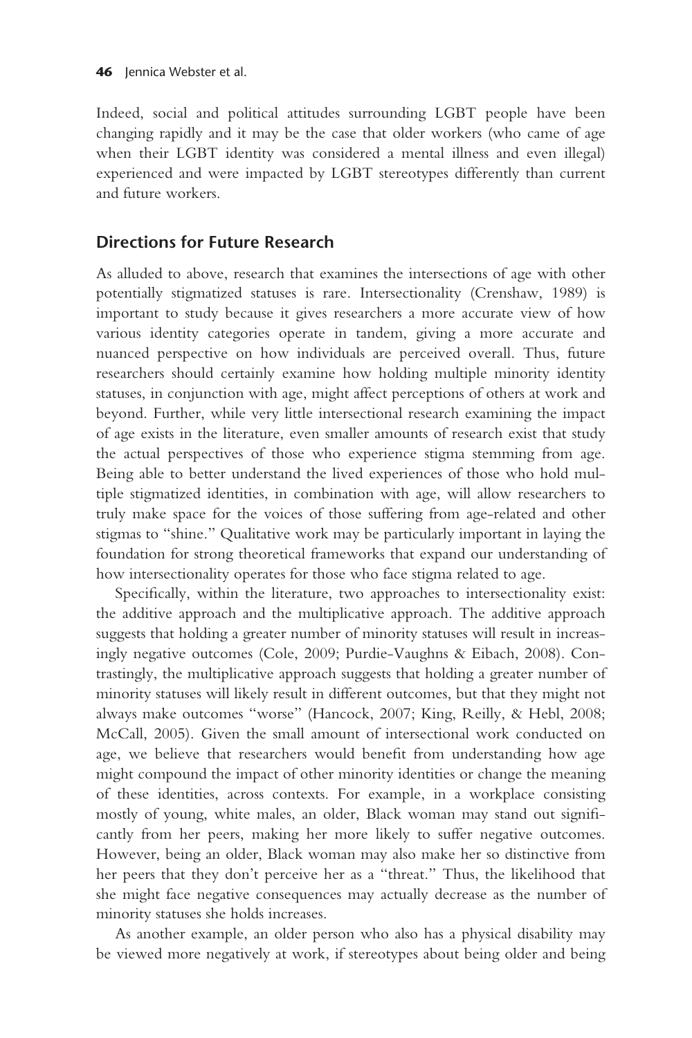Indeed, social and political attitudes surrounding LGBT people have been changing rapidly and it may be the case that older workers (who came of age when their LGBT identity was considered a mental illness and even illegal) experienced and were impacted by LGBT stereotypes differently than current and future workers.

## Directions for Future Research

As alluded to above, research that examines the intersections of age with other potentially stigmatized statuses is rare. Intersectionality (Crenshaw, 1989) is important to study because it gives researchers a more accurate view of how various identity categories operate in tandem, giving a more accurate and nuanced perspective on how individuals are perceived overall. Thus, future researchers should certainly examine how holding multiple minority identity statuses, in conjunction with age, might affect perceptions of others at work and beyond. Further, while very little intersectional research examining the impact of age exists in the literature, even smaller amounts of research exist that study the actual perspectives of those who experience stigma stemming from age. Being able to better understand the lived experiences of those who hold multiple stigmatized identities, in combination with age, will allow researchers to truly make space for the voices of those suffering from age-related and other stigmas to "shine." Qualitative work may be particularly important in laying the foundation for strong theoretical frameworks that expand our understanding of how intersectionality operates for those who face stigma related to age.

Specifically, within the literature, two approaches to intersectionality exist: the additive approach and the multiplicative approach. The additive approach suggests that holding a greater number of minority statuses will result in increasingly negative outcomes (Cole, 2009; Purdie-Vaughns & Eibach, 2008). Contrastingly, the multiplicative approach suggests that holding a greater number of minority statuses will likely result in different outcomes, but that they might not always make outcomes "worse" (Hancock, 2007; King, Reilly, & Hebl, 2008; McCall, 2005). Given the small amount of intersectional work conducted on age, we believe that researchers would benefit from understanding how age might compound the impact of other minority identities or change the meaning of these identities, across contexts. For example, in a workplace consisting mostly of young, white males, an older, Black woman may stand out significantly from her peers, making her more likely to suffer negative outcomes. However, being an older, Black woman may also make her so distinctive from her peers that they don't perceive her as a "threat." Thus, the likelihood that she might face negative consequences may actually decrease as the number of minority statuses she holds increases.

As another example, an older person who also has a physical disability may be viewed more negatively at work, if stereotypes about being older and being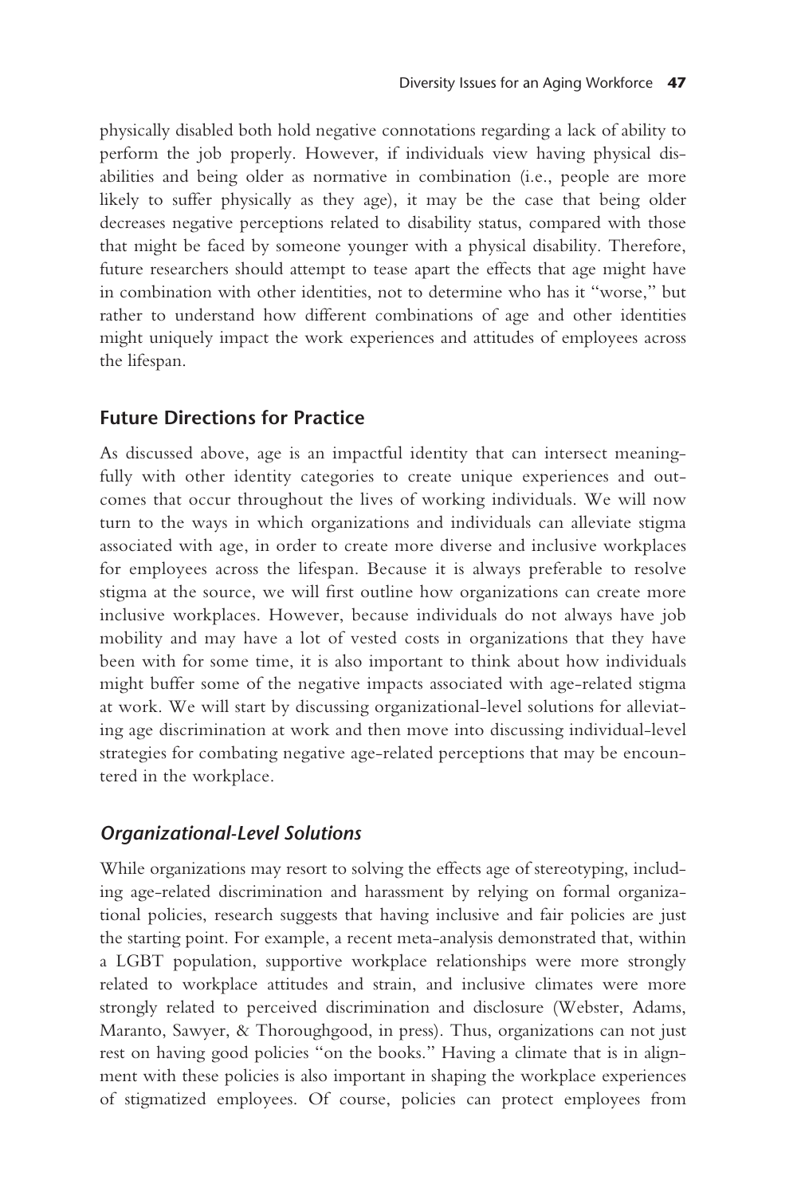physically disabled both hold negative connotations regarding a lack of ability to perform the job properly. However, if individuals view having physical disabilities and being older as normative in combination (i.e., people are more likely to suffer physically as they age), it may be the case that being older decreases negative perceptions related to disability status, compared with those that might be faced by someone younger with a physical disability. Therefore, future researchers should attempt to tease apart the effects that age might have in combination with other identities, not to determine who has it "worse," but rather to understand how different combinations of age and other identities might uniquely impact the work experiences and attitudes of employees across the lifespan.

## Future Directions for Practice

As discussed above, age is an impactful identity that can intersect meaningfully with other identity categories to create unique experiences and outcomes that occur throughout the lives of working individuals. We will now turn to the ways in which organizations and individuals can alleviate stigma associated with age, in order to create more diverse and inclusive workplaces for employees across the lifespan. Because it is always preferable to resolve stigma at the source, we will first outline how organizations can create more inclusive workplaces. However, because individuals do not always have job mobility and may have a lot of vested costs in organizations that they have been with for some time, it is also important to think about how individuals might buffer some of the negative impacts associated with age-related stigma at work. We will start by discussing organizational-level solutions for alleviating age discrimination at work and then move into discussing individual-level strategies for combating negative age-related perceptions that may be encountered in the workplace.

### *Organizational-Level Solutions*

While organizations may resort to solving the effects age of stereotyping, including age-related discrimination and harassment by relying on formal organizational policies, research suggests that having inclusive and fair policies are just the starting point. For example, a recent meta-analysis demonstrated that, within a LGBT population, supportive workplace relationships were more strongly related to workplace attitudes and strain, and inclusive climates were more strongly related to perceived discrimination and disclosure (Webster, Adams, Maranto, Sawyer, & Thoroughgood, in press). Thus, organizations can not just rest on having good policies "on the books." Having a climate that is in alignment with these policies is also important in shaping the workplace experiences of stigmatized employees. Of course, policies can protect employees from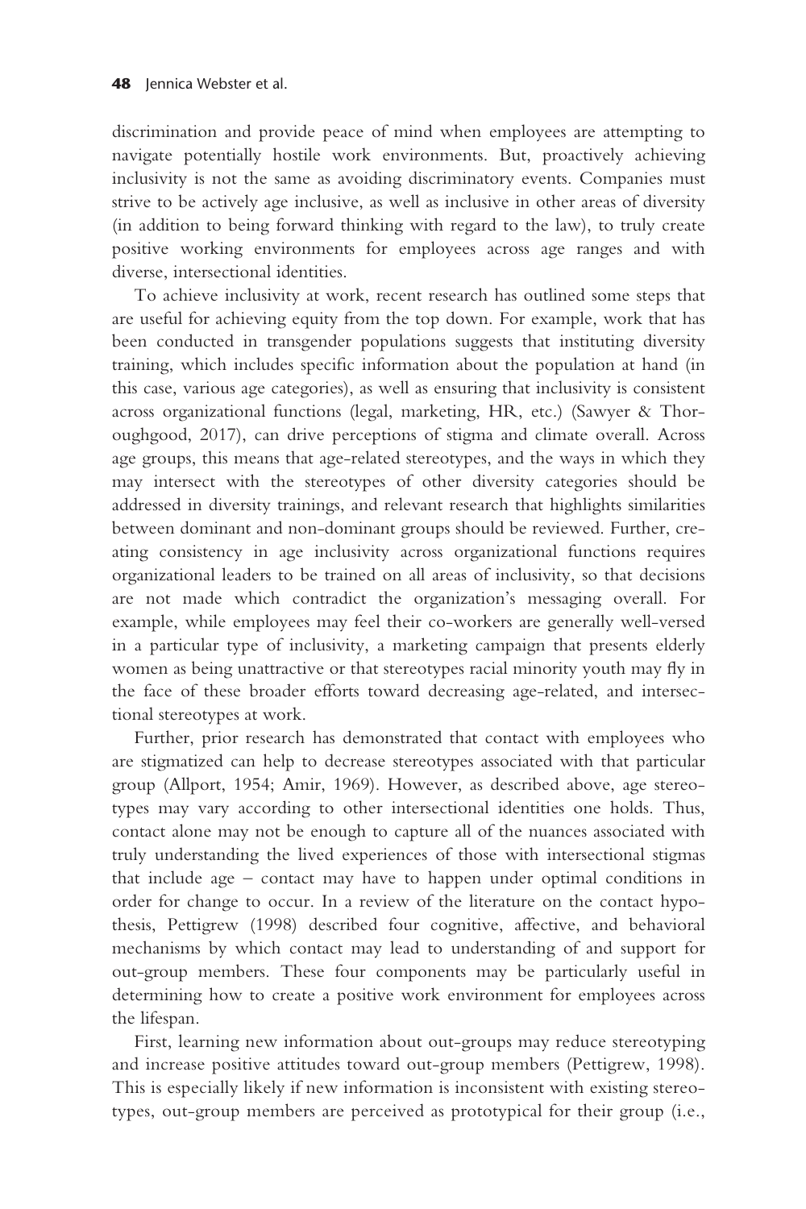discrimination and provide peace of mind when employees are attempting to navigate potentially hostile work environments. But, proactively achieving inclusivity is not the same as avoiding discriminatory events. Companies must strive to be actively age inclusive, as well as inclusive in other areas of diversity (in addition to being forward thinking with regard to the law), to truly create positive working environments for employees across age ranges and with diverse, intersectional identities.

To achieve inclusivity at work, recent research has outlined some steps that are useful for achieving equity from the top down. For example, work that has been conducted in transgender populations suggests that instituting diversity training, which includes specific information about the population at hand (in this case, various age categories), as well as ensuring that inclusivity is consistent across organizational functions (legal, marketing, HR, etc.) (Sawyer & Thoroughgood, 2017), can drive perceptions of stigma and climate overall. Across age groups, this means that age-related stereotypes, and the ways in which they may intersect with the stereotypes of other diversity categories should be addressed in diversity trainings, and relevant research that highlights similarities between dominant and non-dominant groups should be reviewed. Further, creating consistency in age inclusivity across organizational functions requires organizational leaders to be trained on all areas of inclusivity, so that decisions are not made which contradict the organization's messaging overall. For example, while employees may feel their co-workers are generally well-versed in a particular type of inclusivity, a marketing campaign that presents elderly women as being unattractive or that stereotypes racial minority youth may fly in the face of these broader efforts toward decreasing age-related, and intersectional stereotypes at work.

Further, prior research has demonstrated that contact with employees who are stigmatized can help to decrease stereotypes associated with that particular group (Allport, 1954; Amir, 1969). However, as described above, age stereotypes may vary according to other intersectional identities one holds. Thus, contact alone may not be enough to capture all of the nuances associated with truly understanding the lived experiences of those with intersectional stigmas that include age – contact may have to happen under optimal conditions in order for change to occur. In a review of the literature on the contact hypothesis, Pettigrew (1998) described four cognitive, affective, and behavioral mechanisms by which contact may lead to understanding of and support for out-group members. These four components may be particularly useful in determining how to create a positive work environment for employees across the lifespan.

First, learning new information about out-groups may reduce stereotyping and increase positive attitudes toward out-group members (Pettigrew, 1998). This is especially likely if new information is inconsistent with existing stereotypes, out-group members are perceived as prototypical for their group (i.e.,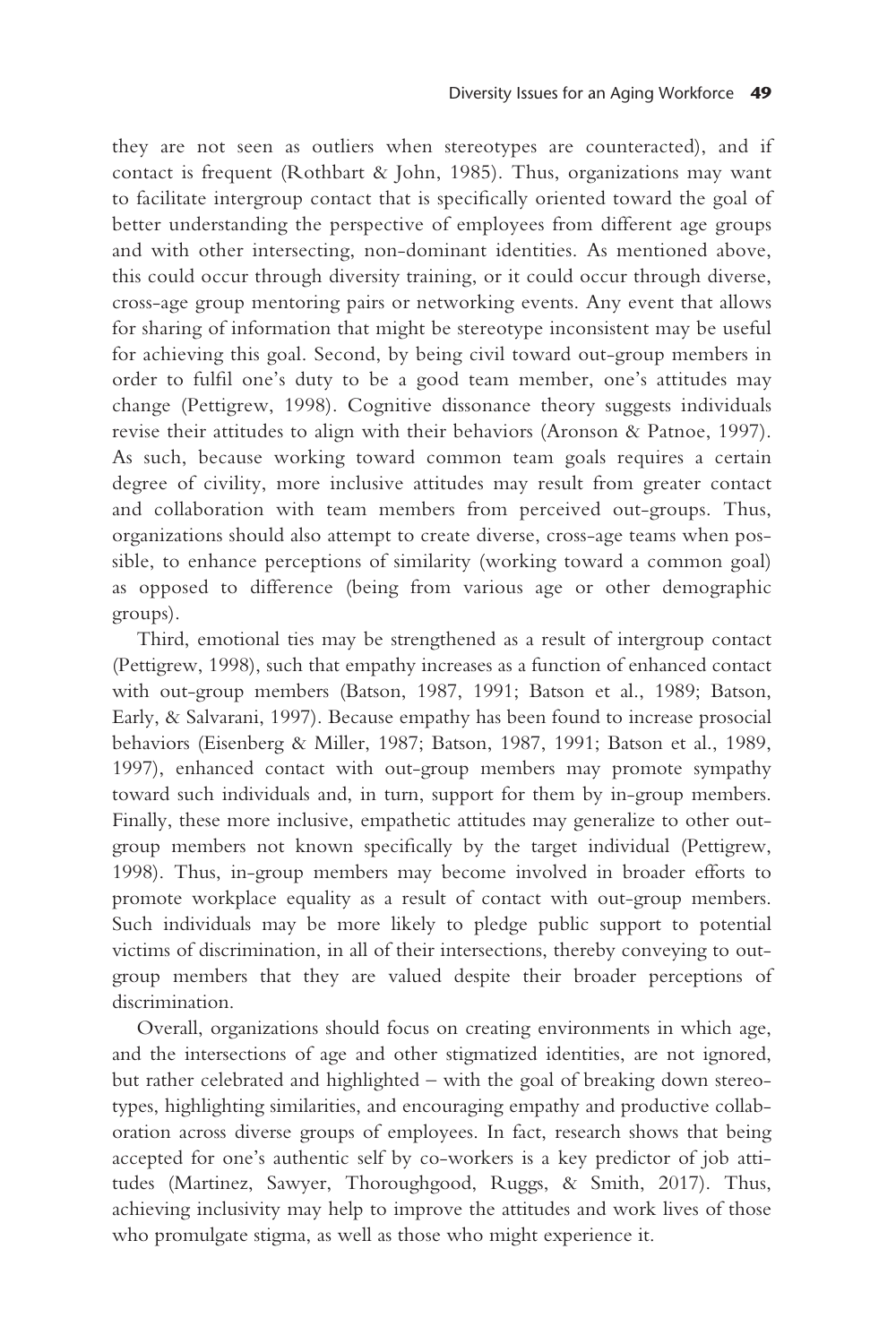they are not seen as outliers when stereotypes are counteracted), and if contact is frequent (Rothbart & John, 1985). Thus, organizations may want to facilitate intergroup contact that is specifically oriented toward the goal of better understanding the perspective of employees from different age groups and with other intersecting, non-dominant identities. As mentioned above, this could occur through diversity training, or it could occur through diverse, cross-age group mentoring pairs or networking events. Any event that allows for sharing of information that might be stereotype inconsistent may be useful for achieving this goal. Second, by being civil toward out-group members in order to fulfil one's duty to be a good team member, one's attitudes may change (Pettigrew, 1998). Cognitive dissonance theory suggests individuals revise their attitudes to align with their behaviors (Aronson & Patnoe, 1997). As such, because working toward common team goals requires a certain degree of civility, more inclusive attitudes may result from greater contact and collaboration with team members from perceived out-groups. Thus, organizations should also attempt to create diverse, cross-age teams when possible, to enhance perceptions of similarity (working toward a common goal) as opposed to difference (being from various age or other demographic groups).

Third, emotional ties may be strengthened as a result of intergroup contact (Pettigrew, 1998), such that empathy increases as a function of enhanced contact with out-group members (Batson, 1987, 1991; Batson et al., 1989; Batson, Early, & Salvarani, 1997). Because empathy has been found to increase prosocial behaviors (Eisenberg & Miller, 1987; Batson, 1987, 1991; Batson et al., 1989, 1997), enhanced contact with out-group members may promote sympathy toward such individuals and, in turn, support for them by in-group members. Finally, these more inclusive, empathetic attitudes may generalize to other out-group members not known specifically by the target individual (Pettigrew, 1998). Thus, in-group members may become involved in broader efforts to promote workplace equality as a result of contact with out-group members. Such individuals may be more likely to pledge public support to potential victims of discrimination, in all of their intersections, thereby conveying to out-group members that they are valued despite their broader perceptions of discrimination.

Overall, organizations should focus on creating environments in which age, and the intersections of age and other stigmatized identities, are not ignored, but rather celebrated and highlighted – with the goal of breaking down stereotypes, highlighting similarities, and encouraging empathy and productive collaboration across diverse groups of employees. In fact, research shows that being accepted for one's authentic self by co-workers is a key predictor of job attitudes (Martinez, Sawyer, Thoroughgood, Ruggs, & Smith, 2017). Thus, achieving inclusivity may help to improve the attitudes and work lives of those who promulgate stigma, as well as those who might experience it.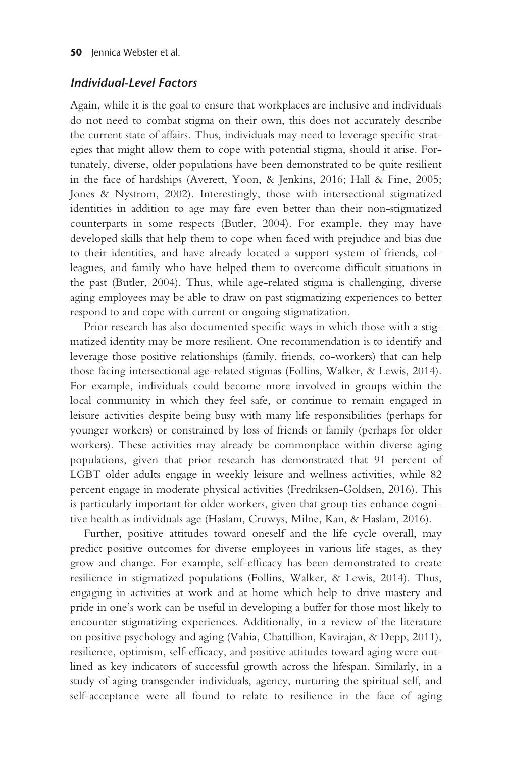### *Individual-Level Factors*

Again, while it is the goal to ensure that workplaces are inclusive and individuals do not need to combat stigma on their own, this does not accurately describe the current state of affairs. Thus, individuals may need to leverage specific strategies that might allow them to cope with potential stigma, should it arise. Fortunately, diverse, older populations have been demonstrated to be quite resilient in the face of hardships (Averett, Yoon, & Jenkins, 2016; Hall & Fine, 2005; Jones & Nystrom, 2002). Interestingly, those with intersectional stigmatized identities in addition to age may fare even better than their non-stigmatized counterparts in some respects (Butler, 2004). For example, they may have developed skills that help them to cope when faced with prejudice and bias due to their identities, and have already located a support system of friends, colleagues, and family who have helped them to overcome difficult situations in the past (Butler, 2004). Thus, while age-related stigma is challenging, diverse aging employees may be able to draw on past stigmatizing experiences to better respond to and cope with current or ongoing stigmatization.

Prior research has also documented specific ways in which those with a stigmatized identity may be more resilient. One recommendation is to identify and leverage those positive relationships (family, friends, co-workers) that can help those facing intersectional age-related stigmas (Follins, Walker, & Lewis, 2014). For example, individuals could become more involved in groups within the local community in which they feel safe, or continue to remain engaged in leisure activities despite being busy with many life responsibilities (perhaps for younger workers) or constrained by loss of friends or family (perhaps for older workers). These activities may already be commonplace within diverse aging populations, given that prior research has demonstrated that 91 percent of LGBT older adults engage in weekly leisure and wellness activities, while 82 percent engage in moderate physical activities (Fredriksen-Goldsen, 2016). This is particularly important for older workers, given that group ties enhance cognitive health as individuals age (Haslam, Cruwys, Milne, Kan, & Haslam, 2016).

Further, positive attitudes toward oneself and the life cycle overall, may predict positive outcomes for diverse employees in various life stages, as they grow and change. For example, self-efficacy has been demonstrated to create resilience in stigmatized populations (Follins, Walker, & Lewis, 2014). Thus, engaging in activities at work and at home which help to drive mastery and pride in one's work can be useful in developing a buffer for those most likely to encounter stigmatizing experiences. Additionally, in a review of the literature on positive psychology and aging (Vahia, Chattillion, Kavirajan, & Depp, 2011), resilience, optimism, self-efficacy, and positive attitudes toward aging were outlined as key indicators of successful growth across the lifespan. Similarly, in a study of aging transgender individuals, agency, nurturing the spiritual self, and self-acceptance were all found to relate to resilience in the face of aging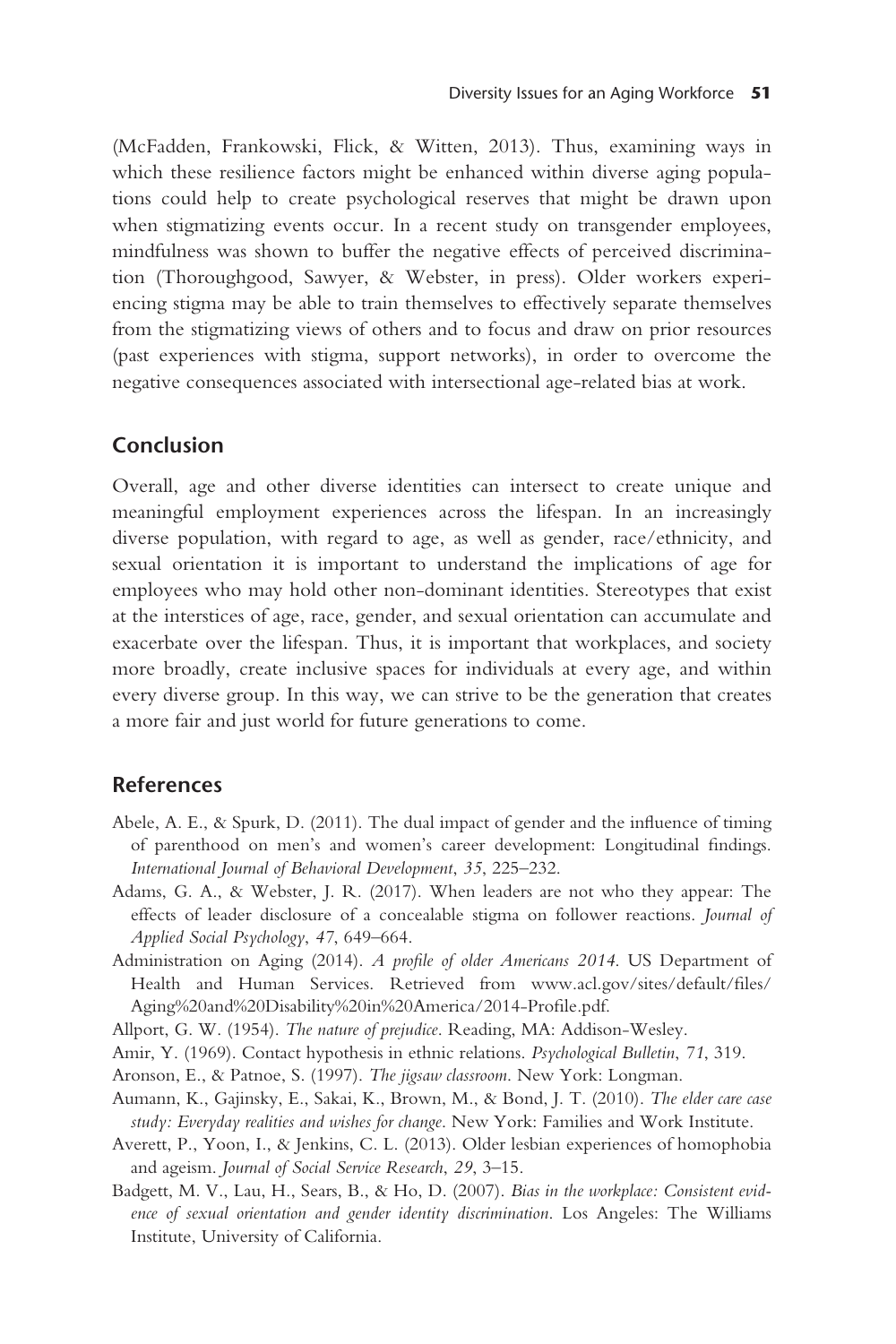(McFadden, Frankowski, Flick, & Witten, 2013). Thus, examining ways in which these resilience factors might be enhanced within diverse aging populations could help to create psychological reserves that might be drawn upon when stigmatizing events occur. In a recent study on transgender employees, mindfulness was shown to buffer the negative effects of perceived discrimination (Thoroughgood, Sawyer, & Webster, in press). Older workers experiencing stigma may be able to train themselves to effectively separate themselves from the stigmatizing views of others and to focus and draw on prior resources (past experiences with stigma, support networks), in order to overcome the negative consequences associated with intersectional age-related bias at work.

## Conclusion

Overall, age and other diverse identities can intersect to create unique and meaningful employment experiences across the lifespan. In an increasingly diverse population, with regard to age, as well as gender, race/ethnicity, and sexual orientation it is important to understand the implications of age for employees who may hold other non-dominant identities. Stereotypes that exist at the interstices of age, race, gender, and sexual orientation can accumulate and exacerbate over the lifespan. Thus, it is important that workplaces, and society more broadly, create inclusive spaces for individuals at every age, and within every diverse group. In this way, we can strive to be the generation that creates a more fair and just world for future generations to come.

## References

Abele, A. E., & Spurk, D. (2011). The dual impact of gender and the influence of timing of parenthood on men's and women's career development: Longitudinal findings. *International Journal of Behavioral Development*, *35*, 225–232.

Adams, G. A., & Webster, J. R. (2017). When leaders are not who they appear: The effects of leader disclosure of a concealable stigma on follower reactions. *Journal of Applied Social Psychology*, *47*, 649–664.

Administration on Aging (2014). *A profile of older Americans 2014*. US Department of Health and Human Services. Retrieved from www.acl.gov/sites/default/files/Aging%20and%20Disability%20in%20America/2014-Profile.pdf.

Allport, G. W. (1954). *The nature of prejudice*. Reading, MA: Addison-Wesley.

Amir, Y. (1969). Contact hypothesis in ethnic relations. *Psychological Bulletin*, *71*, 319.

Aronson, E., & Patnoe, S. (1997). *The jigsaw classroom*. New York: Longman.

Aumann, K., Gajinsky, E., Sakai, K., Brown, M., & Bond, J. T. (2010). *The elder care case study: Everyday realities and wishes for change*. New York: Families and Work Institute.

Averett, P., Yoon, I., & Jenkins, C. L. (2013). Older lesbian experiences of homophobia and ageism. *Journal of Social Service Research*, *29*, 3–15.

Badgett, M. V., Lau, H., Sears, B., & Ho, D. (2007). *Bias in the workplace: Consistent evidence of sexual orientation and gender identity discrimination*. Los Angeles: The Williams Institute, University of California.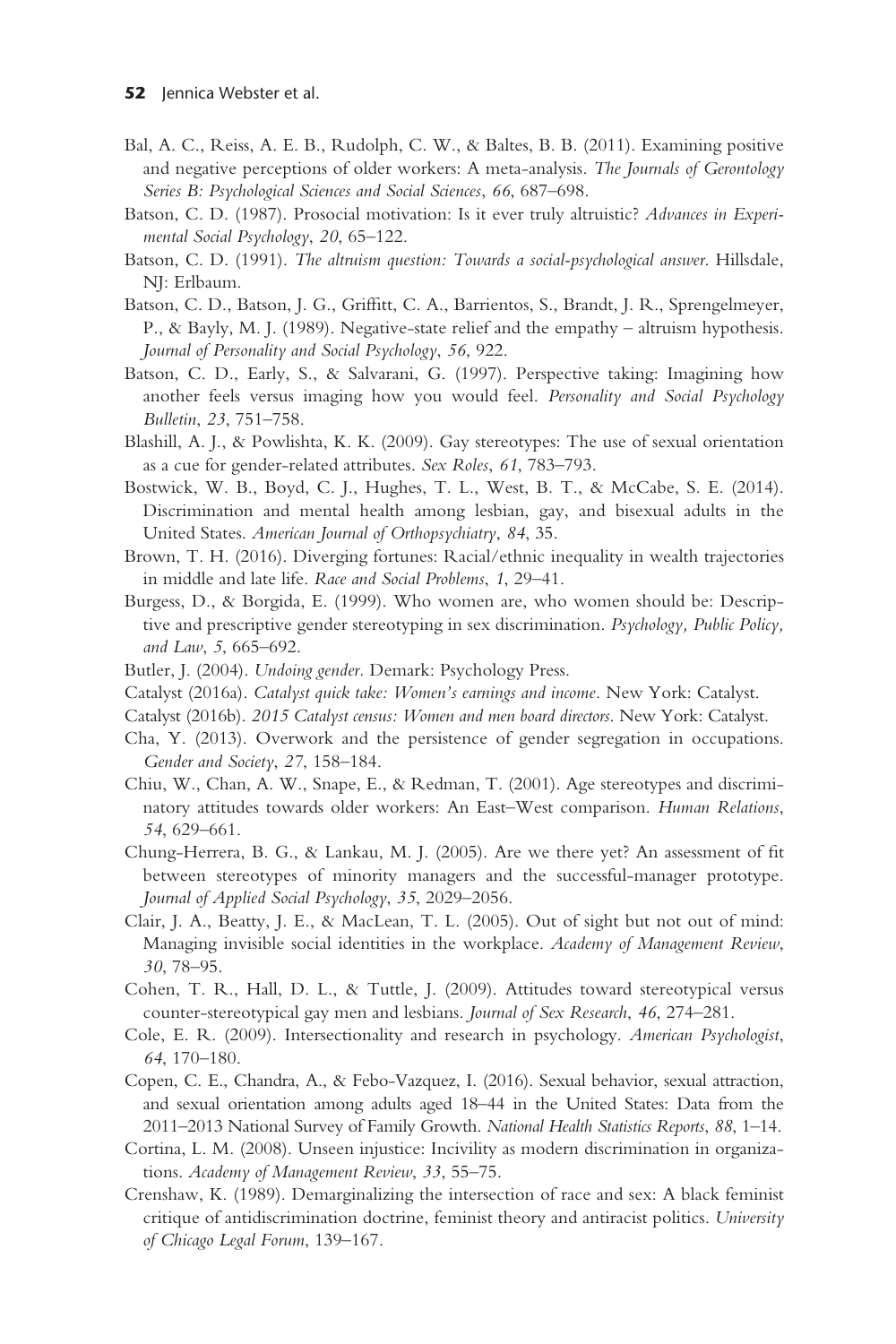Bal, A. C., Reiss, A. E. B., Rudolph, C. W., & Baltes, B. B. (2011). Examining positive and negative perceptions of older workers: A meta-analysis. *The Journals of Gerontology Series B: Psychological Sciences and Social Sciences*, *66*, 687–698.

Batson, C. D. (1987). Prosocial motivation: Is it ever truly altruistic? *Advances in Experimental Social Psychology*, *20*, 65–122.

Batson, C. D. (1991). *The altruism question: Towards a social-psychological answer*. Hillsdale, NJ: Erlbaum.

Batson, C. D., Batson, J. G., Griffitt, C. A., Barrientos, S., Brandt, J. R., Sprengelmeyer, P., & Bayly, M. J. (1989). Negative-state relief and the empathy – altruism hypothesis. *Journal of Personality and Social Psychology*, *56*, 922.

Batson, C. D., Early, S., & Salvarani, G. (1997). Perspective taking: Imagining how another feels versus imaging how you would feel. *Personality and Social Psychology Bulletin*, *23*, 751–758.

Blashill, A. J., & Powlishta, K. K. (2009). Gay stereotypes: The use of sexual orientation as a cue for gender-related attributes. *Sex Roles*, *61*, 783–793.

Bostwick, W. B., Boyd, C. J., Hughes, T. L., West, B. T., & McCabe, S. E. (2014). Discrimination and mental health among lesbian, gay, and bisexual adults in the United States. *American Journal of Orthopsychiatry*, *84*, 35.

Brown, T. H. (2016). Diverging fortunes: Racial/ethnic inequality in wealth trajectories in middle and late life. *Race and Social Problems*, *1*, 29–41.

Burgess, D., & Borgida, E. (1999). Who women are, who women should be: Descriptive and prescriptive gender stereotyping in sex discrimination. *Psychology, Public Policy, and Law*, *5*, 665–692.

Butler, J. (2004). *Undoing gender*. Demark: Psychology Press.

Catalyst (2016a). *Catalyst quick take: Women's earnings and income*. New York: Catalyst.

Catalyst (2016b). *2015 Catalyst census: Women and men board directors*. New York: Catalyst.

Cha, Y. (2013). Overwork and the persistence of gender segregation in occupations. *Gender and Society*, *27*, 158–184.

Chiu, W., Chan, A. W., Snape, E., & Redman, T. (2001). Age stereotypes and discriminatory attitudes towards older workers: An East–West comparison. *Human Relations*, *54*, 629–661.

Chung-Herrera, B. G., & Lankau, M. J. (2005). Are we there yet? An assessment of fit between stereotypes of minority managers and the successful-manager prototype. *Journal of Applied Social Psychology*, *35*, 2029–2056.

Clair, J. A., Beatty, J. E., & MacLean, T. L. (2005). Out of sight but not out of mind: Managing invisible social identities in the workplace. *Academy of Management Review*, *30*, 78–95.

Cohen, T. R., Hall, D. L., & Tuttle, J. (2009). Attitudes toward stereotypical versus counter-stereotypical gay men and lesbians. *Journal of Sex Research*, *46*, 274–281.

Cole, E. R. (2009). Intersectionality and research in psychology. *American Psychologist*, *64*, 170–180.

Copen, C. E., Chandra, A., & Febo-Vazquez, I. (2016). Sexual behavior, sexual attraction, and sexual orientation among adults aged 18–44 in the United States: Data from the 2011–2013 National Survey of Family Growth. *National Health Statistics Reports*, *88*, 1–14.

Cortina, L. M. (2008). Unseen injustice: Incivility as modern discrimination in organizations. *Academy of Management Review*, *33*, 55–75.

Crenshaw, K. (1989). Demarginalizing the intersection of race and sex: A black feminist critique of antidiscrimination doctrine, feminist theory and antiracist politics. *University of Chicago Legal Forum*, 139–167.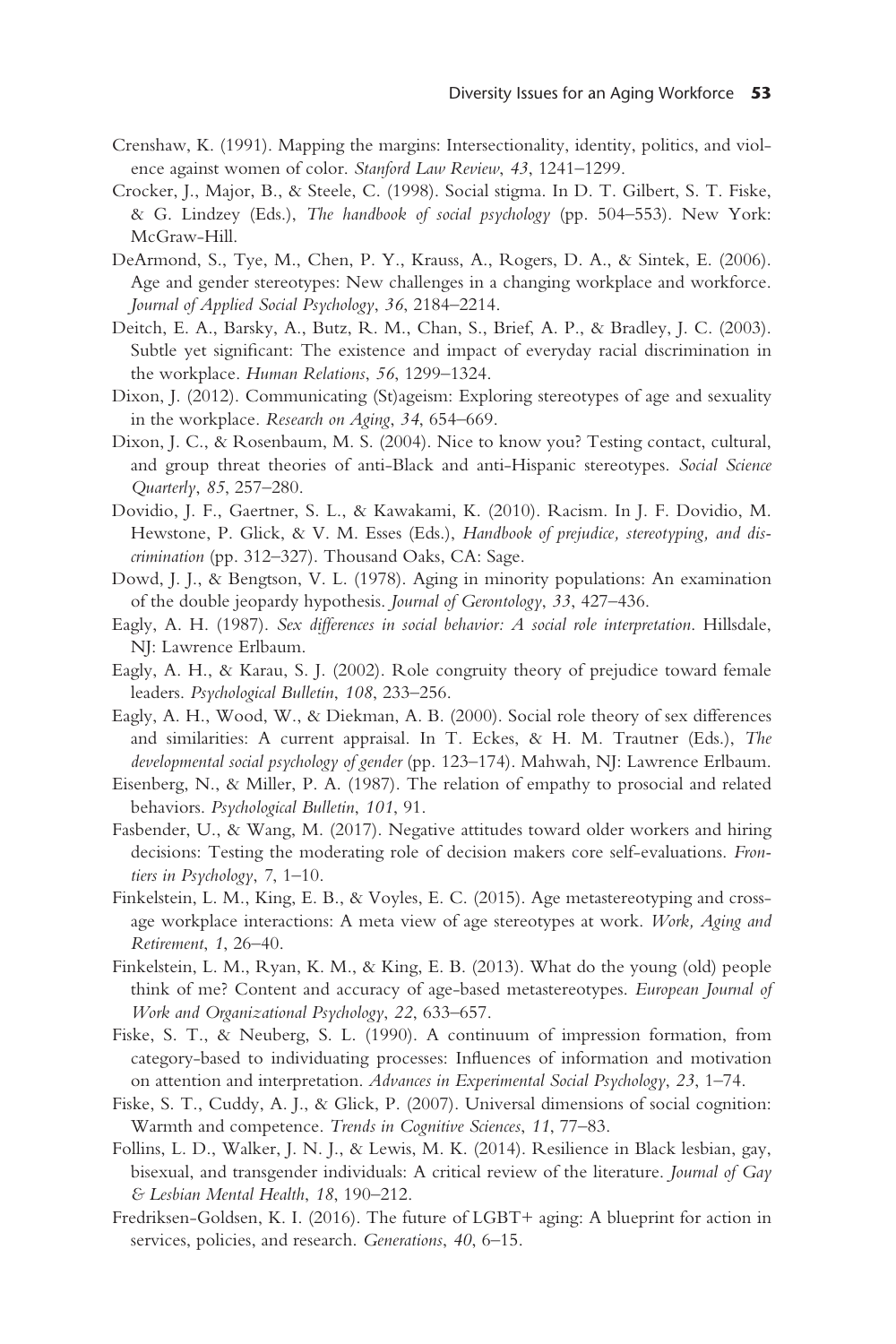Crenshaw, K. (1991). Mapping the margins: Intersectionality, identity, politics, and violence against women of color. *Stanford Law Review*, *43*, 1241–1299.

Crocker, J., Major, B., & Steele, C. (1998). Social stigma. In D. T. Gilbert, S. T. Fiske, & G. Lindzey (Eds.), *The handbook of social psychology* (pp. 504–553). New York: McGraw-Hill.

DeArmond, S., Tye, M., Chen, P. Y., Krauss, A., Rogers, D. A., & Sintek, E. (2006). Age and gender stereotypes: New challenges in a changing workplace and workforce. *Journal of Applied Social Psychology*, *36*, 2184–2214.

Deitch, E. A., Barsky, A., Butz, R. M., Chan, S., Brief, A. P., & Bradley, J. C. (2003). Subtle yet significant: The existence and impact of everyday racial discrimination in the workplace. *Human Relations*, *56*, 1299–1324.

Dixon, J. (2012). Communicating (St)ageism: Exploring stereotypes of age and sexuality in the workplace. *Research on Aging*, *34*, 654–669.

Dixon, J. C., & Rosenbaum, M. S. (2004). Nice to know you? Testing contact, cultural, and group threat theories of anti-Black and anti-Hispanic stereotypes. *Social Science Quarterly*, *85*, 257–280.

Dovidio, J. F., Gaertner, S. L., & Kawakami, K. (2010). Racism. In J. F. Dovidio, M. Hewstone, P. Glick, & V. M. Esses (Eds.), *Handbook of prejudice, stereotyping, and discrimination* (pp. 312–327). Thousand Oaks, CA: Sage.

Dowd, J. J., & Bengtson, V. L. (1978). Aging in minority populations: An examination of the double jeopardy hypothesis. *Journal of Gerontology*, *33*, 427–436.

Eagly, A. H. (1987). *Sex differences in social behavior: A social role interpretation*. Hillsdale, NJ: Lawrence Erlbaum.

Eagly, A. H., & Karau, S. J. (2002). Role congruity theory of prejudice toward female leaders. *Psychological Bulletin*, *108*, 233–256.

Eagly, A. H., Wood, W., & Diekman, A. B. (2000). Social role theory of sex differences and similarities: A current appraisal. In T. Eckes, & H. M. Trautner (Eds.), *The developmental social psychology of gender* (pp. 123–174). Mahwah, NJ: Lawrence Erlbaum.

Eisenberg, N., & Miller, P. A. (1987). The relation of empathy to prosocial and related behaviors. *Psychological Bulletin*, *101*, 91.

Fasbender, U., & Wang, M. (2017). Negative attitudes toward older workers and hiring decisions: Testing the moderating role of decision makers core self-evaluations. *Frontiers in Psychology*, *7*, 1–10.

Finkelstein, L. M., King, E. B., & Voyles, E. C. (2015). Age metastereotyping and cross-age workplace interactions: A meta view of age stereotypes at work. *Work, Aging and Retirement*, *1*, 26–40.

Finkelstein, L. M., Ryan, K. M., & King, E. B. (2013). What do the young (old) people think of me? Content and accuracy of age-based metastereotypes. *European Journal of Work and Organizational Psychology*, *22*, 633–657.

Fiske, S. T., & Neuberg, S. L. (1990). A continuum of impression formation, from category-based to individuating processes: Influences of information and motivation on attention and interpretation. *Advances in Experimental Social Psychology*, *23*, 1–74.

Fiske, S. T., Cuddy, A. J., & Glick, P. (2007). Universal dimensions of social cognition: Warmth and competence. *Trends in Cognitive Sciences*, *11*, 77–83.

Follins, L. D., Walker, J. N. J., & Lewis, M. K. (2014). Resilience in Black lesbian, gay, bisexual, and transgender individuals: A critical review of the literature. *Journal of Gay & Lesbian Mental Health*, *18*, 190–212.

Fredriksen-Goldsen, K. I. (2016). The future of LGBT+ aging: A blueprint for action in services, policies, and research. *Generations*, *40*, 6–15.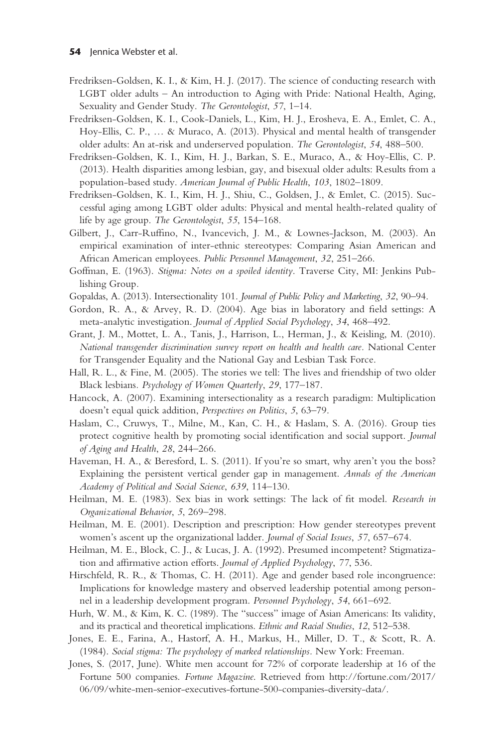Fredriksen-Goldsen, K. I., & Kim, H. J. (2017). The science of conducting research with LGBT older adults – An introduction to Aging with Pride: National Health, Aging, Sexuality and Gender Study. *The Gerontologist*, *57*, 1–14.

Fredriksen-Goldsen, K. I., Cook-Daniels, L., Kim, H. J., Erosheva, E. A., Emlet, C. A., Hoy-Ellis, C. P., … & Muraco, A. (2013). Physical and mental health of transgender older adults: An at-risk and underserved population. *The Gerontologist*, *54*, 488–500.

Fredriksen-Goldsen, K. I., Kim, H. J., Barkan, S. E., Muraco, A., & Hoy-Ellis, C. P. (2013). Health disparities among lesbian, gay, and bisexual older adults: Results from a population-based study. *American Journal of Public Health*, *103*, 1802–1809.

Fredriksen-Goldsen, K. I., Kim, H. J., Shiu, C., Goldsen, J., & Emlet, C. (2015). Successful aging among LGBT older adults: Physical and mental health-related quality of life by age group. *The Gerontologist*, *55*, 154–168.

Gilbert, J., Carr-Ruffino, N., Ivancevich, J. M., & Lownes-Jackson, M. (2003). An empirical examination of inter-ethnic stereotypes: Comparing Asian American and African American employees. *Public Personnel Management*, *32*, 251–266.

Goffman, E. (1963). *Stigma: Notes on a spoiled identity*. Traverse City, MI: Jenkins Publishing Group.

Gopaldas, A. (2013). Intersectionality 101. *Journal of Public Policy and Marketing*, *32*, 90–94.

Gordon, R. A., & Arvey, R. D. (2004). Age bias in laboratory and field settings: A meta-analytic investigation. *Journal of Applied Social Psychology*, *34*, 468–492.

Grant, J. M., Mottet, L. A., Tanis, J., Harrison, L., Herman, J., & Keisling, M. (2010). *National transgender discrimination survey report on health and health care*. National Center for Transgender Equality and the National Gay and Lesbian Task Force.

Hall, R. L., & Fine, M. (2005). The stories we tell: The lives and friendship of two older Black lesbians. *Psychology of Women Quarterly*, *29*, 177–187.

Hancock, A. (2007). Examining intersectionality as a research paradigm: Multiplication doesn't equal quick addition, *Perspectives on Politics*, *5*, 63–79.

Haslam, C., Cruwys, T., Milne, M., Kan, C. H., & Haslam, S. A. (2016). Group ties protect cognitive health by promoting social identification and social support. *Journal of Aging and Health*, *28*, 244–266.

Haveman, H. A., & Beresford, L. S. (2011). If you're so smart, why aren't you the boss? Explaining the persistent vertical gender gap in management. *Annals of the American Academy of Political and Social Science*, *639*, 114–130.

Heilman, M. E. (1983). Sex bias in work settings: The lack of fit model. *Research in Organizational Behavior*, *5*, 269–298.

Heilman, M. E. (2001). Description and prescription: How gender stereotypes prevent women's ascent up the organizational ladder. *Journal of Social Issues*, *57*, 657–674.

Heilman, M. E., Block, C. J., & Lucas, J. A. (1992). Presumed incompetent? Stigmatization and affirmative action efforts. *Journal of Applied Psychology*, *77*, 536.

Hirschfeld, R. R., & Thomas, C. H. (2011). Age and gender based role incongruence: Implications for knowledge mastery and observed leadership potential among personnel in a leadership development program. *Personnel Psychology*, *54*, 661–692.

Hurh, W. M., & Kim, K. C. (1989). The "success" image of Asian Americans: Its validity, and its practical and theoretical implications. *Ethnic and Racial Studies*, *12*, 512–538.

Jones, E. E., Farina, A., Hastorf, A. H., Markus, H., Miller, D. T., & Scott, R. A. (1984). *Social stigma: The psychology of marked relationships*. New York: Freeman.

Jones, S. (2017, June). White men account for 72% of corporate leadership at 16 of the Fortune 500 companies. *Fortune Magazine*. Retrieved from http://fortune.com/2017/06/09/white-men-senior-executives-fortune-500-companies-diversity-data/.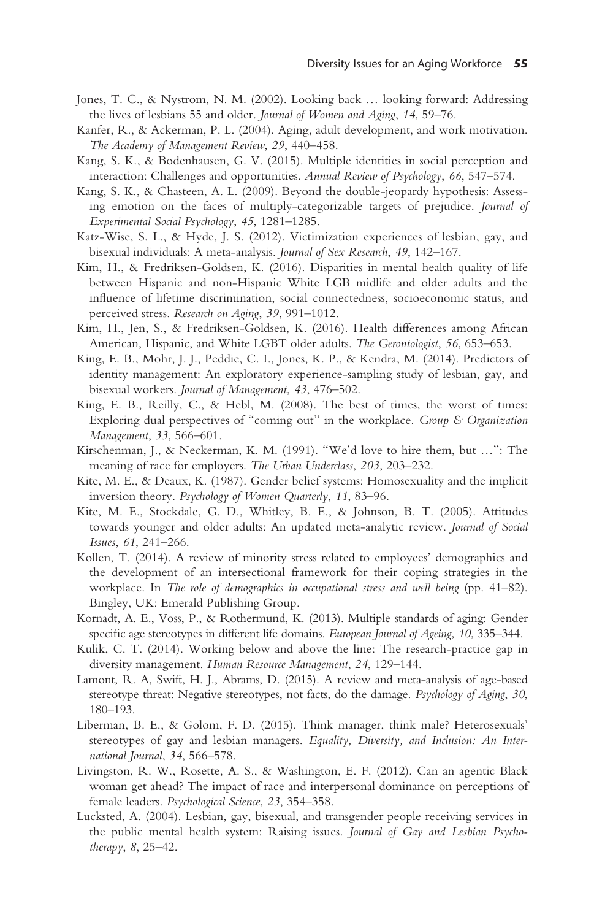Jones, T. C., & Nystrom, N. M. (2002). Looking back … looking forward: Addressing the lives of lesbians 55 and older. *Journal of Women and Aging*, *14*, 59–76.

Kanfer, R., & Ackerman, P. L. (2004). Aging, adult development, and work motivation. *The Academy of Management Review*, *29*, 440–458.

Kang, S. K., & Bodenhausen, G. V. (2015). Multiple identities in social perception and interaction: Challenges and opportunities. *Annual Review of Psychology*, *66*, 547–574.

Kang, S. K., & Chasteen, A. L. (2009). Beyond the double-jeopardy hypothesis: Assessing emotion on the faces of multiply-categorizable targets of prejudice. *Journal of Experimental Social Psychology*, *45*, 1281–1285.

Katz-Wise, S. L., & Hyde, J. S. (2012). Victimization experiences of lesbian, gay, and bisexual individuals: A meta-analysis. *Journal of Sex Research*, *49*, 142–167.

Kim, H., & Fredriksen-Goldsen, K. (2016). Disparities in mental health quality of life between Hispanic and non-Hispanic White LGB midlife and older adults and the influence of lifetime discrimination, social connectedness, socioeconomic status, and perceived stress. *Research on Aging*, *39*, 991–1012.

Kim, H., Jen, S., & Fredriksen-Goldsen, K. (2016). Health differences among African American, Hispanic, and White LGBT older adults. *The Gerontologist*, *56*, 653–653.

King, E. B., Mohr, J. J., Peddie, C. I., Jones, K. P., & Kendra, M. (2014). Predictors of identity management: An exploratory experience-sampling study of lesbian, gay, and bisexual workers. *Journal of Management*, *43*, 476–502.

King, E. B., Reilly, C., & Hebl, M. (2008). The best of times, the worst of times: Exploring dual perspectives of "coming out" in the workplace. *Group & Organization Management*, *33*, 566–601.

Kirschenman, J., & Neckerman, K. M. (1991). "We'd love to hire them, but …": The meaning of race for employers. *The Urban Underclass*, *203*, 203–232.

Kite, M. E., & Deaux, K. (1987). Gender belief systems: Homosexuality and the implicit inversion theory. *Psychology of Women Quarterly*, *11*, 83–96.

Kite, M. E., Stockdale, G. D., Whitley, B. E., & Johnson, B. T. (2005). Attitudes towards younger and older adults: An updated meta-analytic review. *Journal of Social Issues*, *61*, 241–266.

Kollen, T. (2014). A review of minority stress related to employees' demographics and the development of an intersectional framework for their coping strategies in the workplace. In *The role of demographics in occupational stress and well being* (pp. 41–82). Bingley, UK: Emerald Publishing Group.

Kornadt, A. E., Voss, P., & Rothermund, K. (2013). Multiple standards of aging: Gender specific age stereotypes in different life domains. *European Journal of Ageing*, *10*, 335–344.

Kulik, C. T. (2014). Working below and above the line: The research-practice gap in diversity management. *Human Resource Management*, *24*, 129–144.

Lamont, R. A, Swift, H. J., Abrams, D. (2015). A review and meta-analysis of age-based stereotype threat: Negative stereotypes, not facts, do the damage. *Psychology of Aging*, *30*, 180–193.

Liberman, B. E., & Golom, F. D. (2015). Think manager, think male? Heterosexuals' stereotypes of gay and lesbian managers. *Equality, Diversity, and Inclusion: An International Journal*, *34*, 566–578.

Livingston, R. W., Rosette, A. S., & Washington, E. F. (2012). Can an agentic Black woman get ahead? The impact of race and interpersonal dominance on perceptions of female leaders. *Psychological Science*, *23*, 354–358.

Lucksted, A. (2004). Lesbian, gay, bisexual, and transgender people receiving services in the public mental health system: Raising issues. *Journal of Gay and Lesbian Psychotherapy*, *8*, 25–42.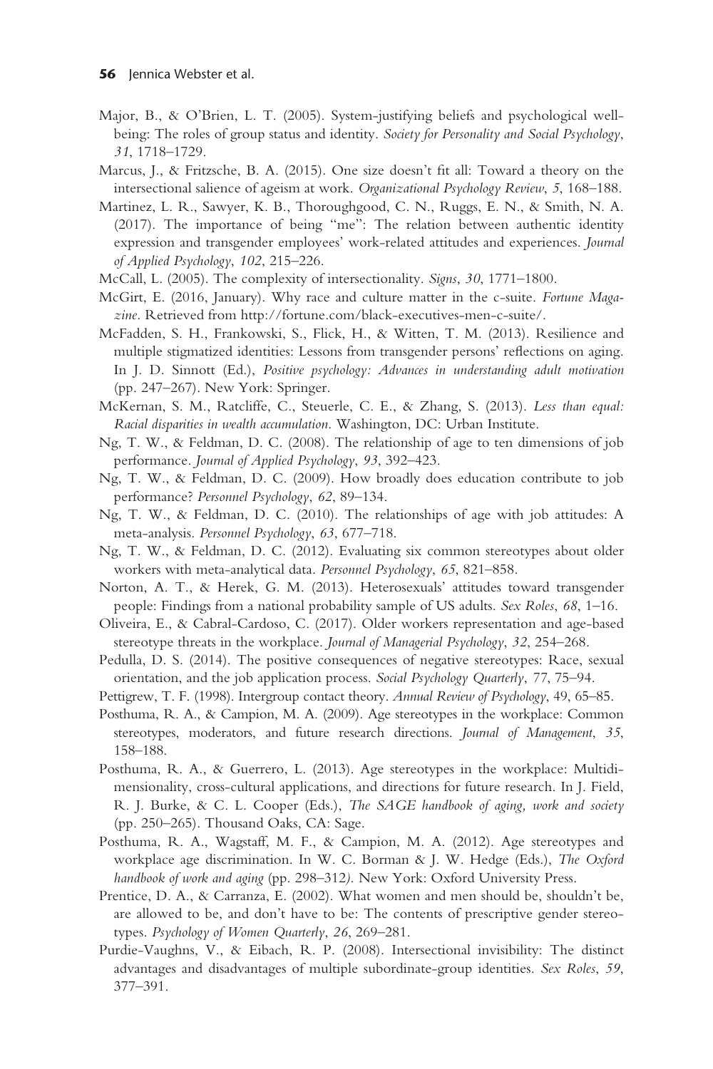Major, B., & O'Brien, L. T. (2005). System-justifying beliefs and psychological well-being: The roles of group status and identity. *Society for Personality and Social Psychology*, *31*, 1718–1729.

Marcus, J., & Fritzsche, B. A. (2015). One size doesn't fit all: Toward a theory on the intersectional salience of ageism at work. *Organizational Psychology Review*, *5*, 168–188.

Martinez, L. R., Sawyer, K. B., Thoroughgood, C. N., Ruggs, E. N., & Smith, N. A. (2017). The importance of being "me": The relation between authentic identity expression and transgender employees' work-related attitudes and experiences. *Journal of Applied Psychology*, *102*, 215–226.

McCall, L. (2005). The complexity of intersectionality. *Signs*, *30*, 1771–1800.

McGirt, E. (2016, January). Why race and culture matter in the c-suite. *Fortune Magazine*. Retrieved from http://fortune.com/black-executives-men-c-suite/.

McFadden, S. H., Frankowski, S., Flick, H., & Witten, T. M. (2013). Resilience and multiple stigmatized identities: Lessons from transgender persons' reflections on aging. In J. D. Sinnott (Ed.), *Positive psychology: Advances in understanding adult motivation* (pp. 247–267). New York: Springer.

McKernan, S. M., Ratcliffe, C., Steuerle, C. E., & Zhang, S. (2013). *Less than equal: Racial disparities in wealth accumulation*. Washington, DC: Urban Institute.

Ng, T. W., & Feldman, D. C. (2008). The relationship of age to ten dimensions of job performance. *Journal of Applied Psychology*, *93*, 392–423.

Ng, T. W., & Feldman, D. C. (2009). How broadly does education contribute to job performance? *Personnel Psychology*, *62*, 89–134.

Ng, T. W., & Feldman, D. C. (2010). The relationships of age with job attitudes: A meta-analysis. *Personnel Psychology*, *63*, 677–718.

Ng, T. W., & Feldman, D. C. (2012). Evaluating six common stereotypes about older workers with meta-analytical data. *Personnel Psychology*, *65*, 821–858.

Norton, A. T., & Herek, G. M. (2013). Heterosexuals' attitudes toward transgender people: Findings from a national probability sample of US adults. *Sex Roles*, *68*, 1–16.

Oliveira, E., & Cabral-Cardoso, C. (2017). Older workers representation and age-based stereotype threats in the workplace. *Journal of Managerial Psychology*, *32*, 254–268.

Pedulla, D. S. (2014). The positive consequences of negative stereotypes: Race, sexual orientation, and the job application process. *Social Psychology Quarterly*, 77, 75–94.

Pettigrew, T. F. (1998). Intergroup contact theory. *Annual Review of Psychology*, 49, 65–85.

Posthuma, R. A., & Campion, M. A. (2009). Age stereotypes in the workplace: Common stereotypes, moderators, and future research directions. *Journal of Management*, *35*, 158–188.

Posthuma, R. A., & Guerrero, L. (2013). Age stereotypes in the workplace: Multidimensionality, cross-cultural applications, and directions for future research. In J. Field, R. J. Burke, & C. L. Cooper (Eds.), *The SAGE handbook of aging, work and society* (pp. 250–265). Thousand Oaks, CA: Sage.

Posthuma, R. A., Wagstaff, M. F., & Campion, M. A. (2012). Age stereotypes and workplace age discrimination. In W. C. Borman & J. W. Hedge (Eds.), *The Oxford handbook of work and aging* (pp. 298–312). New York: Oxford University Press.

Prentice, D. A., & Carranza, E. (2002). What women and men should be, shouldn't be, are allowed to be, and don't have to be: The contents of prescriptive gender stereotypes. *Psychology of Women Quarterly*, *26*, 269–281.

Purdie-Vaughns, V., & Eibach, R. P. (2008). Intersectional invisibility: The distinct advantages and disadvantages of multiple subordinate-group identities. *Sex Roles*, *59*, 377–391.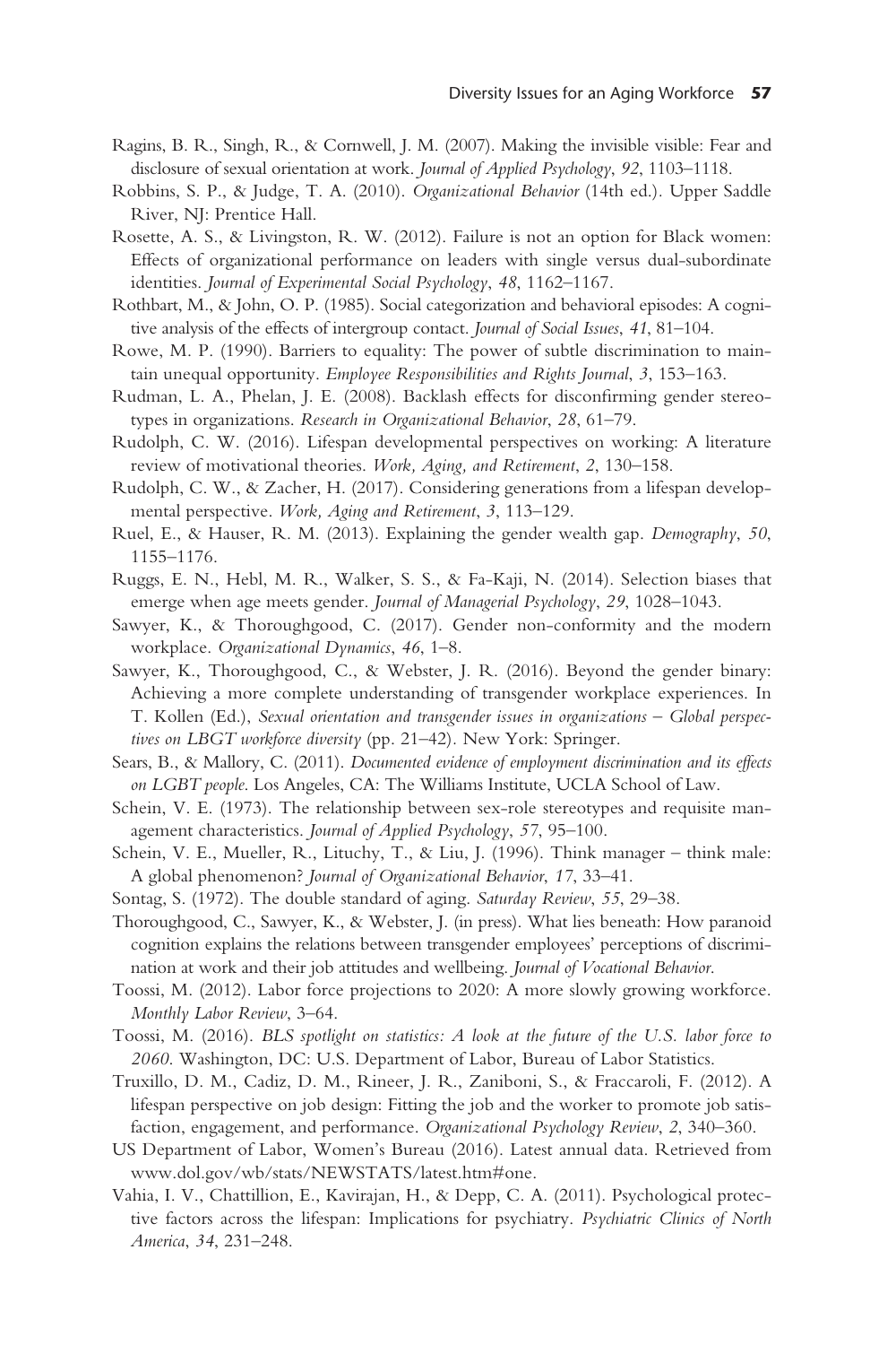Ragins, B. R., Singh, R., & Cornwell, J. M. (2007). Making the invisible visible: Fear and disclosure of sexual orientation at work. *Journal of Applied Psychology*, *92*, 1103–1118.

Robbins, S. P., & Judge, T. A. (2010). *Organizational Behavior* (14th ed.). Upper Saddle River, NJ: Prentice Hall.

Rosette, A. S., & Livingston, R. W. (2012). Failure is not an option for Black women: Effects of organizational performance on leaders with single versus dual-subordinate identities. *Journal of Experimental Social Psychology*, *48*, 1162–1167.

Rothbart, M., & John, O. P. (1985). Social categorization and behavioral episodes: A cognitive analysis of the effects of intergroup contact. *Journal of Social Issues*, *41*, 81–104.

Rowe, M. P. (1990). Barriers to equality: The power of subtle discrimination to maintain unequal opportunity. *Employee Responsibilities and Rights Journal*, *3*, 153–163.

Rudman, L. A., Phelan, J. E. (2008). Backlash effects for disconfirming gender stereotypes in organizations. *Research in Organizational Behavior*, *28*, 61–79.

Rudolph, C. W. (2016). Lifespan developmental perspectives on working: A literature review of motivational theories. *Work, Aging, and Retirement*, *2*, 130–158.

Rudolph, C. W., & Zacher, H. (2017). Considering generations from a lifespan developmental perspective. *Work, Aging and Retirement*, *3*, 113–129.

Ruel, E., & Hauser, R. M. (2013). Explaining the gender wealth gap. *Demography*, *50*, 1155–1176.

Ruggs, E. N., Hebl, M. R., Walker, S. S., & Fa-Kaji, N. (2014). Selection biases that emerge when age meets gender. *Journal of Managerial Psychology*, *29*, 1028–1043.

Sawyer, K., & Thoroughgood, C. (2017). Gender non-conformity and the modern workplace. *Organizational Dynamics*, *46*, 1–8.

Sawyer, K., Thoroughgood, C., & Webster, J. R. (2016). Beyond the gender binary: Achieving a more complete understanding of transgender workplace experiences. In T. Kollen (Ed.), *Sexual orientation and transgender issues in organizations – Global perspectives on LBGT workforce diversity* (pp. 21–42). New York: Springer.

Sears, B., & Mallory, C. (2011). *Documented evidence of employment discrimination and its effects on LGBT people*. Los Angeles, CA: The Williams Institute, UCLA School of Law.

Schein, V. E. (1973). The relationship between sex-role stereotypes and requisite management characteristics. *Journal of Applied Psychology*, *57*, 95–100.

Schein, V. E., Mueller, R., Lituchy, T., & Liu, J. (1996). Think manager – think male: A global phenomenon? *Journal of Organizational Behavior*, *17*, 33–41.

Sontag, S. (1972). The double standard of aging. *Saturday Review*, *55*, 29–38.

Thoroughgood, C., Sawyer, K., & Webster, J. (in press). What lies beneath: How paranoid cognition explains the relations between transgender employees' perceptions of discrimination at work and their job attitudes and wellbeing. *Journal of Vocational Behavior*.

Toossi, M. (2012). Labor force projections to 2020: A more slowly growing workforce. *Monthly Labor Review*, 3–64.

Toossi, M. (2016). *BLS spotlight on statistics: A look at the future of the U.S. labor force to 2060*. Washington, DC: U.S. Department of Labor, Bureau of Labor Statistics.

Truxillo, D. M., Cadiz, D. M., Rineer, J. R., Zaniboni, S., & Fraccaroli, F. (2012). A lifespan perspective on job design: Fitting the job and the worker to promote job satisfaction, engagement, and performance. *Organizational Psychology Review*, *2*, 340–360.

US Department of Labor, Women's Bureau (2016). Latest annual data. Retrieved from www.dol.gov/wb/stats/NEWSTATS/latest.htm#one.

Vahia, I. V., Chattillion, E., Kavirajan, H., & Depp, C. A. (2011). Psychological protective factors across the lifespan: Implications for psychiatry. *Psychiatric Clinics of North America*, *34*, 231–248.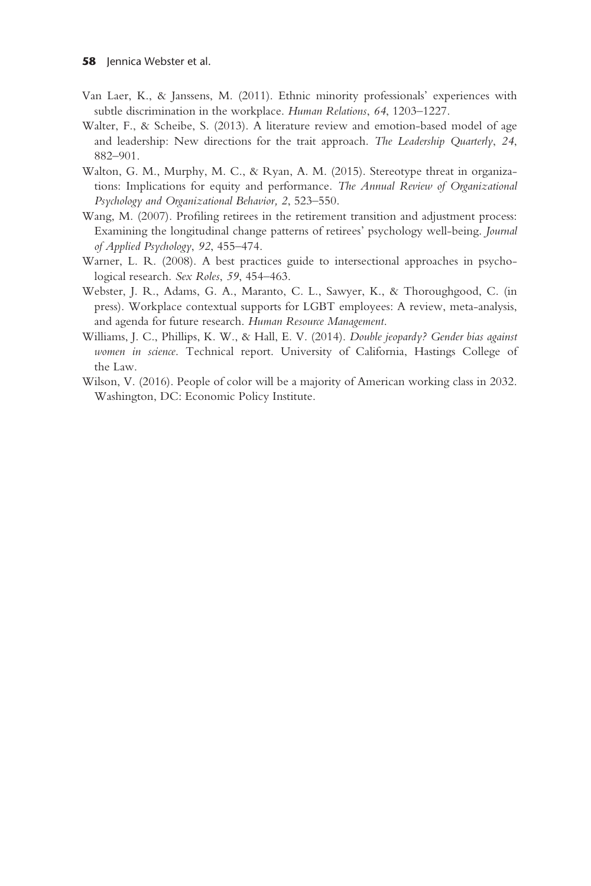Van Laer, K., & Janssens, M. (2011). Ethnic minority professionals' experiences with subtle discrimination in the workplace. *Human Relations*, *64*, 1203–1227.

Walter, F., & Scheibe, S. (2013). A literature review and emotion-based model of age and leadership: New directions for the trait approach. *The Leadership Quarterly*, *24*, 882–901.

Walton, G. M., Murphy, M. C., & Ryan, A. M. (2015). Stereotype threat in organizations: Implications for equity and performance. *The Annual Review of Organizational Psychology and Organizational Behavior, 2*, 523–550.

Wang, M. (2007). Profiling retirees in the retirement transition and adjustment process: Examining the longitudinal change patterns of retirees' psychology well-being. *Journal of Applied Psychology*, *92*, 455–474.

Warner, L. R. (2008). A best practices guide to intersectional approaches in psychological research. *Sex Roles*, *59*, 454–463.

Webster, J. R., Adams, G. A., Maranto, C. L., Sawyer, K., & Thoroughgood, C. (in press). Workplace contextual supports for LGBT employees: A review, meta-analysis, and agenda for future research. *Human Resource Management*.

Williams, J. C., Phillips, K. W., & Hall, E. V. (2014). *Double jeopardy? Gender bias against women in science*. Technical report. University of California, Hastings College of the Law.

Wilson, V. (2016). People of color will be a majority of American working class in 2032. Washington, DC: Economic Policy Institute.